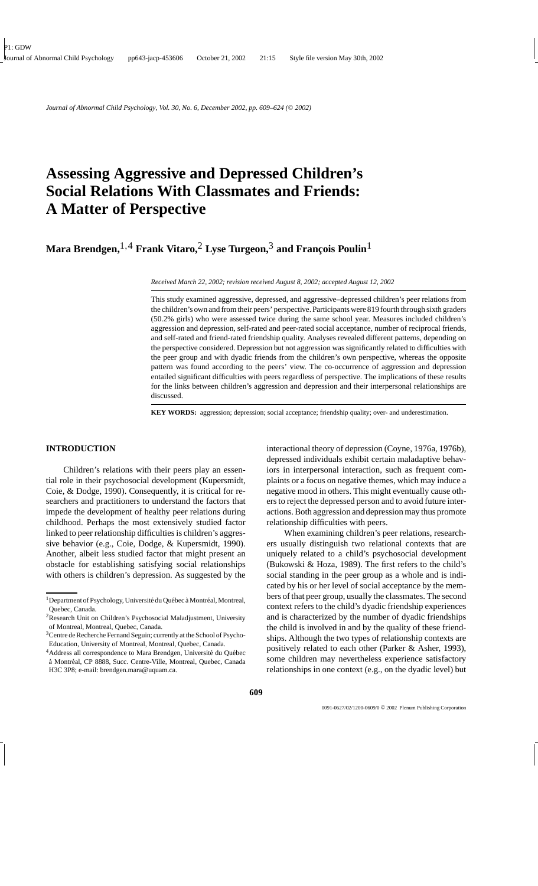# Assessing Aggressive and Depressed Children's Social Relations With Classmates and Friends: A Matter of Perspective

**Mara Brendgen,[1,4] Frank Vitaro,[2] Lyse Turgeon,[3] and François Poulin[1]**

*Received March 22, 2002; revision received August 8, 2002; accepted August 12, 2002*

This study examined aggressive, depressed, and aggressive–depressed children's peer relations from the children's own and from their peers' perspective. Participants were 819 fourth through sixth graders (50.2% girls) who were assessed twice during the same school year. Measures included children's aggression and depression, self-rated and peer-rated social acceptance, number of reciprocal friends, and self-rated and friend-rated friendship quality. Analyses revealed different patterns, depending on the perspective considered. Depression but not aggression was significantly related to difficulties with the peer group and with dyadic friends from the children's own perspective, whereas the opposite pattern was found according to the peers' view. The co-occurrence of aggression and depression entailed significant difficulties with peers regardless of perspective. The implications of these results for the links between children's aggression and depression and their interpersonal relationships are discussed.

**KEY WORDS:** aggression; depression; social acceptance; friendship quality; over- and underestimation.

## INTRODUCTION

Children's relations with their peers play an essential role in their psychosocial development (Kupersmidt, Coie, & Dodge, 1990). Consequently, it is critical for researchers and practitioners to understand the factors that impede the development of healthy peer relations during childhood. Perhaps the most extensively studied factor linked to peer relationship difficulties is children's aggressive behavior (e.g., Coie, Dodge, & Kupersmidt, 1990). Another, albeit less studied factor that might present an obstacle for establishing satisfying social relationships with others is children's depression. As suggested by the interactional theory of depression (Coyne, 1976a, 1976b), depressed individuals exhibit certain maladaptive behaviors in interpersonal interaction, such as frequent complaints or a focus on negative themes, which may induce a negative mood in others. This might eventually cause others to reject the depressed person and to avoid future interactions. Both aggression and depression may thus promote relationship difficulties with peers.

When examining children's peer relations, researchers usually distinguish two relational contexts that are uniquely related to a child's psychosocial development (Bukowski & Hoza, 1989). The first refers to the child's social standing in the peer group as a whole and is indicated by his or her level of social acceptance by the members of that peer group, usually the classmates. The second context refers to the child's dyadic friendship experiences and is characterized by the number of dyadic friendships the child is involved in and by the quality of these friendships. Although the two types of relationship contexts are positively related to each other (Parker & Asher, 1993), some children may nevertheless experience satisfactory relationships in one context (e.g., on the dyadic level) but

[1] Department of Psychology, Université du Québec à Montréal, Montreal, Quebec, Canada.

[2] Research Unit on Children's Psychosocial Maladjustment, University of Montreal, Montreal, Quebec, Canada.

[3] Centre de Recherche Fernand Seguin; currently at the School of Psycho-Education, University of Montreal, Montreal, Quebec, Canada.

[4] Address all correspondence to Mara Brendgen, Université du Québec à Montréal, CP 8888, Succ. Centre-Ville, Montreal, Quebec, Canada H3C 3P8; e-mail: brendgen.mara@uqam.ca.

0091-0627/02/1200-0609/0 © 2002 Plenum Publishing Corporation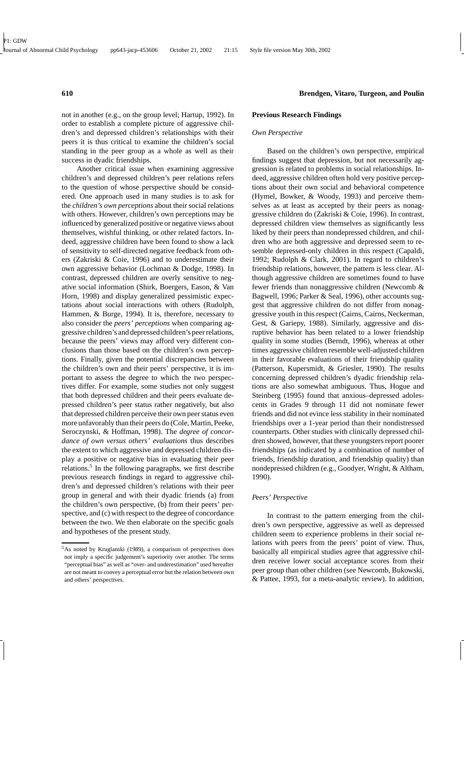not in another (e.g., on the group level; Hartup, 1992). In order to establish a complete picture of aggressive children's and depressed children's relationships with their peers it is thus critical to examine the children's social standing in the peer group as a whole as well as their success in dyadic friendships.

Another critical issue when examining aggressive children's and depressed children's peer relations refers to the question of whose perspective should be considered. One approach used in many studies is to ask for the *children's own perceptions* about their social relations with others. However, children's own perceptions may be influenced by generalized positive or negative views about themselves, wishful thinking, or other related factors. Indeed, aggressive children have been found to show a lack of sensitivity to self-directed negative feedback from others (Zakriski & Coie, 1996) and to underestimate their own aggressive behavior (Lochman & Dodge, 1998). In contrast, depressed children are overly sensitive to negative social information (Shirk, Boergers, Eason, & Van Horn, 1998) and display generalized pessimistic expectations about social interactions with others (Rudolph, Hammen, & Burge, 1994). It is, therefore, necessary to also consider the *peers' perceptions* when comparing aggressive children's and depressed children's peer relations, because the peers' views may afford very different conclusions than those based on the children's own perceptions. Finally, given the potential discrepancies between the children's own and their peers' perspective, it is important to assess the degree to which the two perspectives differ. For example, some studies not only suggest that both depressed children and their peers evaluate depressed children's peer status rather negatively, but also that depressed children perceive their own peer status even more unfavorably than their peers do (Cole, Martin, Peeke, Seroczynski, & Hoffman, 1998). The *degree of concordance of own versus others' evaluations* thus describes the extent to which aggressive and depressed children display a positive or negative bias in evaluating their peer relations.[5] In the following paragraphs, we first describe previous research findings in regard to aggressive children's and depressed children's relations with their peer group in general and with their dyadic friends (a) from the children's own perspective, (b) from their peers' perspective, and (c) with respect to the degree of concordance between the two. We then elaborate on the specific goals and hypotheses of the present study.

[5]As noted by Kruglanski (1989), a comparison of perspectives does not imply a specific judgement's superiority over another. The terms "perceptual bias" as well as "over- and underestimation" used hereafter are not meant to convey a perceptual error but the relation between own and others' perspectives.

## Previous Research Findings

### *Own Perspective*

Based on the children's own perspective, empirical findings suggest that depression, but not necessarily aggression is related to problems in social relationships. Indeed, aggressive children often hold very positive perceptions about their own social and behavioral competence (Hymel, Bowker, & Woody, 1993) and perceive themselves as at least as accepted by their peers as nonaggressive children do (Zakriski & Coie, 1996). In contrast, depressed children view themselves as significantly less liked by their peers than nondepressed children, and children who are both aggressive and depressed seem to resemble depressed-only children in this respect (Capaldi, 1992; Rudolph & Clark, 2001). In regard to children's friendship relations, however, the pattern is less clear. Although aggressive children are sometimes found to have fewer friends than nonaggressive children (Newcomb & Bagwell, 1996; Parker & Seal, 1996), other accounts suggest that aggressive children do not differ from nonaggressive youth in this respect (Cairns, Cairns, Neckerman, Gest, & Gariepy, 1988). Similarly, aggressive and disruptive behavior has been related to a lower friendship quality in some studies (Berndt, 1996), whereas at other times aggressive children resemble well-adjusted children in their favorable evaluations of their friendship quality (Patterson, Kupersmidt, & Griesler, 1990). The results concerning depressed children's dyadic friendship relations are also somewhat ambiguous. Thus, Hogue and Steinberg (1995) found that anxious–depressed adolescents in Grades 9 through 11 did not nominate fewer friends and did not evince less stability in their nominated friendships over a 1-year period than their nondistressed counterparts. Other studies with clinically depressed children showed, however, that these youngsters report poorer friendships (as indicated by a combination of number of friends, friendship duration, and friendship quality) than nondepressed children (e.g., Goodyer, Wright, & Altham, 1990).

### *Peers' Perspective*

In contrast to the pattern emerging from the children's own perspective, aggressive as well as depressed children seem to experience problems in their social relations with peers from the peers' point of view. Thus, basically all empirical studies agree that aggressive children receive lower social acceptance scores from their peer group than other children (see Newcomb, Bukowski, & Pattee, 1993, for a meta-analytic review). In addition,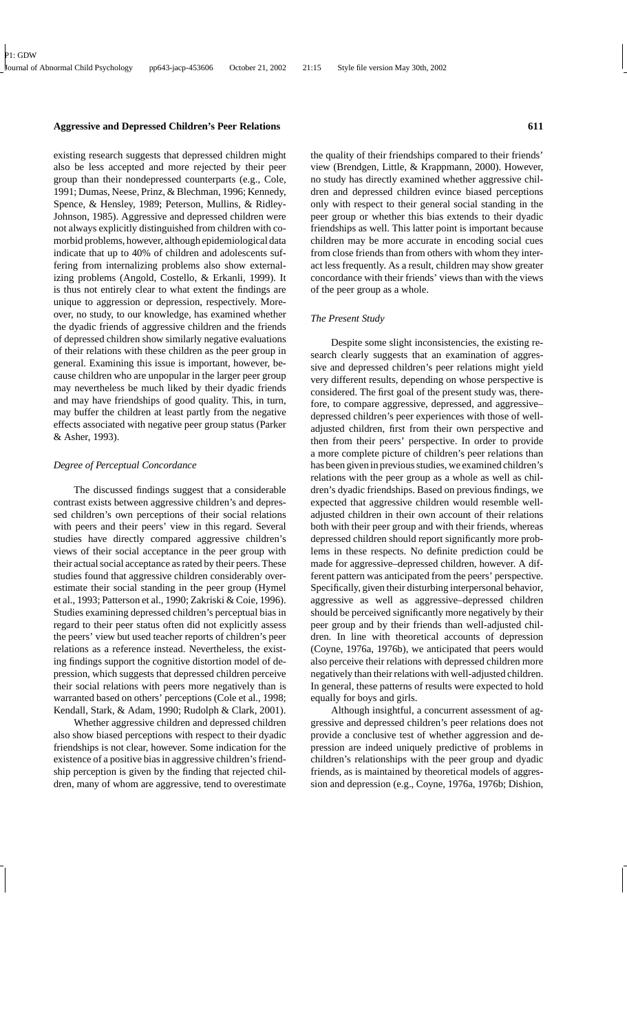existing research suggests that depressed children might also be less accepted and more rejected by their peer group than their nondepressed counterparts (e.g., Cole, 1991; Dumas, Neese, Prinz, & Blechman, 1996; Kennedy, Spence, & Hensley, 1989; Peterson, Mullins, & Ridley-Johnson, 1985). Aggressive and depressed children were not always explicitly distinguished from children with comorbid problems, however, although epidemiological data indicate that up to 40% of children and adolescents suffering from internalizing problems also show externalizing problems (Angold, Costello, & Erkanli, 1999). It is thus not entirely clear to what extent the findings are unique to aggression or depression, respectively. Moreover, no study, to our knowledge, has examined whether the dyadic friends of aggressive children and the friends of depressed children show similarly negative evaluations of their relations with these children as the peer group in general. Examining this issue is important, however, because children who are unpopular in the larger peer group may nevertheless be much liked by their dyadic friends and may have friendships of good quality. This, in turn, may buffer the children at least partly from the negative effects associated with negative peer group status (Parker & Asher, 1993).

### *Degree of Perceptual Concordance*

The discussed findings suggest that a considerable contrast exists between aggressive children's and depressed children's own perceptions of their social relations with peers and their peers' view in this regard. Several studies have directly compared aggressive children's views of their social acceptance in the peer group with their actual social acceptance as rated by their peers. These studies found that aggressive children considerably overestimate their social standing in the peer group (Hymel et al., 1993; Patterson et al., 1990; Zakriski & Coie, 1996). Studies examining depressed children's perceptual bias in regard to their peer status often did not explicitly assess the peers' view but used teacher reports of children's peer relations as a reference instead. Nevertheless, the existing findings support the cognitive distortion model of depression, which suggests that depressed children perceive their social relations with peers more negatively than is warranted based on others' perceptions (Cole et al., 1998; Kendall, Stark, & Adam, 1990; Rudolph & Clark, 2001).

Whether aggressive children and depressed children also show biased perceptions with respect to their dyadic friendships is not clear, however. Some indication for the existence of a positive bias in aggressive children's friendship perception is given by the finding that rejected children, many of whom are aggressive, tend to overestimate the quality of their friendships compared to their friends' view (Brendgen, Little, & Krappmann, 2000). However, no study has directly examined whether aggressive children and depressed children evince biased perceptions only with respect to their general social standing in the peer group or whether this bias extends to their dyadic friendships as well. This latter point is important because children may be more accurate in encoding social cues from close friends than from others with whom they interact less frequently. As a result, children may show greater concordance with their friends' views than with the views of the peer group as a whole.

### *The Present Study*

Despite some slight inconsistencies, the existing research clearly suggests that an examination of aggressive and depressed children's peer relations might yield very different results, depending on whose perspective is considered. The first goal of the present study was, therefore, to compare aggressive, depressed, and aggressive–depressed children's peer experiences with those of well-adjusted children, first from their own perspective and then from their peers' perspective. In order to provide a more complete picture of children's peer relations than has been given in previous studies, we examined children's relations with the peer group as a whole as well as children's dyadic friendships. Based on previous findings, we expected that aggressive children would resemble well-adjusted children in their own account of their relations both with their peer group and with their friends, whereas depressed children should report significantly more problems in these respects. No definite prediction could be made for aggressive–depressed children, however. A different pattern was anticipated from the peers' perspective. Specifically, given their disturbing interpersonal behavior, aggressive as well as aggressive–depressed children should be perceived significantly more negatively by their peer group and by their friends than well-adjusted children. In line with theoretical accounts of depression (Coyne, 1976a, 1976b), we anticipated that peers would also perceive their relations with depressed children more negatively than their relations with well-adjusted children. In general, these patterns of results were expected to hold equally for boys and girls.

Although insightful, a concurrent assessment of aggressive and depressed children's peer relations does not provide a conclusive test of whether aggression and depression are indeed uniquely predictive of problems in children's relationships with the peer group and dyadic friends, as is maintained by theoretical models of aggression and depression (e.g., Coyne, 1976a, 1976b; Dishion,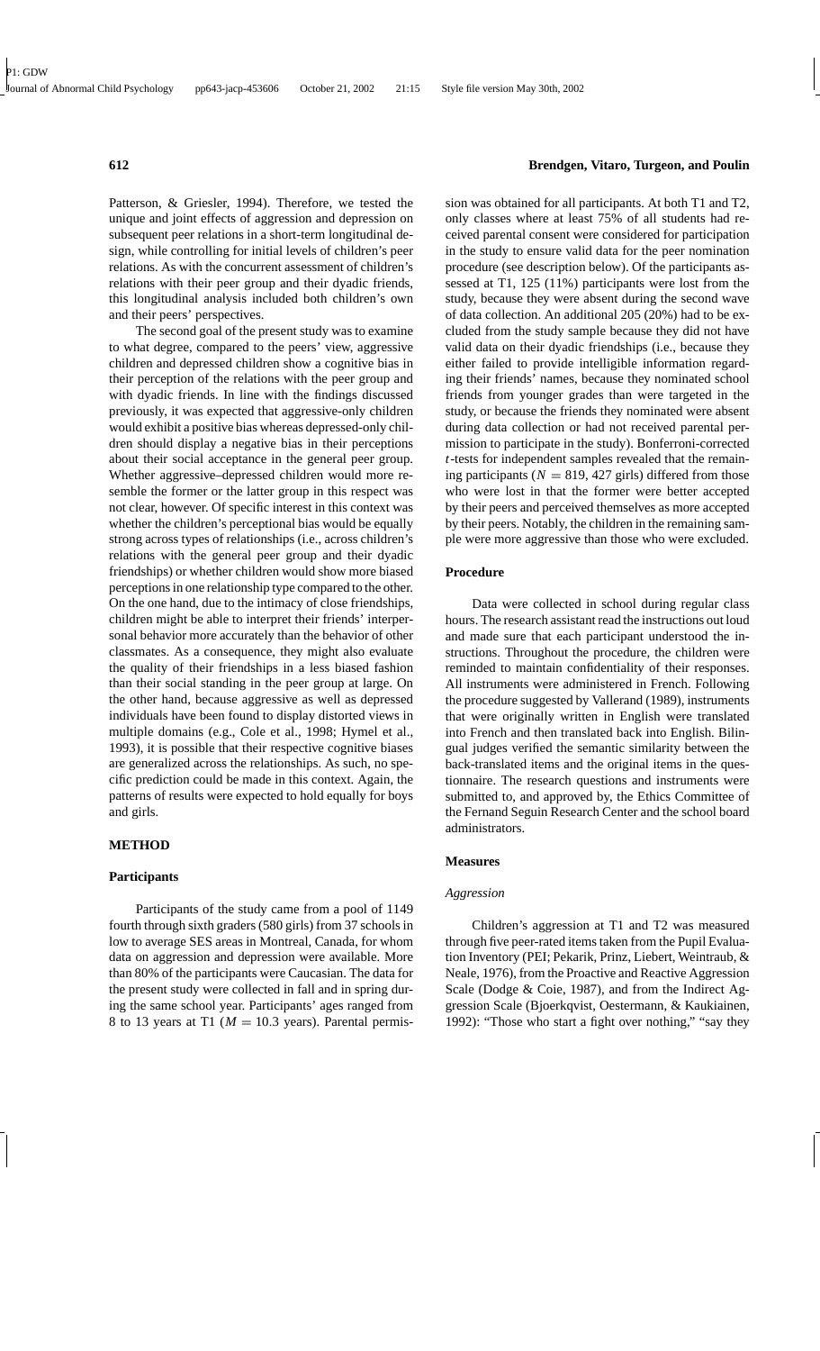Patterson, & Griesler, 1994). Therefore, we tested the unique and joint effects of aggression and depression on subsequent peer relations in a short-term longitudinal design, while controlling for initial levels of children's peer relations. As with the concurrent assessment of children's relations with their peer group and their dyadic friends, this longitudinal analysis included both children's own and their peers' perspectives.

The second goal of the present study was to examine to what degree, compared to the peers' view, aggressive children and depressed children show a cognitive bias in their perception of the relations with the peer group and with dyadic friends. In line with the findings discussed previously, it was expected that aggressive-only children would exhibit a positive bias whereas depressed-only children should display a negative bias in their perceptions about their social acceptance in the general peer group. Whether aggressive–depressed children would more resemble the former or the latter group in this respect was not clear, however. Of specific interest in this context was whether the children's perceptional bias would be equally strong across types of relationships (i.e., across children's relations with the general peer group and their dyadic friendships) or whether children would show more biased perceptions in one relationship type compared to the other. On the one hand, due to the intimacy of close friendships, children might be able to interpret their friends' interpersonal behavior more accurately than the behavior of other classmates. As a consequence, they might also evaluate the quality of their friendships in a less biased fashion than their social standing in the peer group at large. On the other hand, because aggressive as well as depressed individuals have been found to display distorted views in multiple domains (e.g., Cole et al., 1998; Hymel et al., 1993), it is possible that their respective cognitive biases are generalized across the relationships. As such, no specific prediction could be made in this context. Again, the patterns of results were expected to hold equally for boys and girls.

## METHOD

### Participants

Participants of the study came from a pool of 1149 fourth through sixth graders (580 girls) from 37 schools in low to average SES areas in Montreal, Canada, for whom data on aggression and depression were available. More than 80% of the participants were Caucasian. The data for the present study were collected in fall and in spring during the same school year. Participants' ages ranged from 8 to 13 years at T1 ($M = 10.3$ years). Parental permission was obtained for all participants. At both T1 and T2, only classes where at least 75% of all students had received parental consent were considered for participation in the study to ensure valid data for the peer nomination procedure (see description below). Of the participants assessed at T1, 125 (11%) participants were lost from the study, because they were absent during the second wave of data collection. An additional 205 (20%) had to be excluded from the study sample because they did not have valid data on their dyadic friendships (i.e., because they either failed to provide intelligible information regarding their friends' names, because they nominated school friends from younger grades than were targeted in the study, or because the friends they nominated were absent during data collection or had not received parental permission to participate in the study). Bonferroni-corrected *t*-tests for independent samples revealed that the remaining participants ($N = 819$, 427 girls) differed from those who were lost in that the former were better accepted by their peers and perceived themselves as more accepted by their peers. Notably, the children in the remaining sample were more aggressive than those who were excluded.

### Procedure

Data were collected in school during regular class hours. The research assistant read the instructions out loud and made sure that each participant understood the instructions. Throughout the procedure, the children were reminded to maintain confidentiality of their responses. All instruments were administered in French. Following the procedure suggested by Vallerand (1989), instruments that were originally written in English were translated into French and then translated back into English. Bilingual judges verified the semantic similarity between the back-translated items and the original items in the questionnaire. The research questions and instruments were submitted to, and approved by, the Ethics Committee of the Fernand Seguin Research Center and the school board administrators.

### Measures

#### *Aggression*

Children's aggression at T1 and T2 was measured through five peer-rated items taken from the Pupil Evaluation Inventory (PEI; Pekarik, Prinz, Liebert, Weintraub, & Neale, 1976), from the Proactive and Reactive Aggression Scale (Dodge & Coie, 1987), and from the Indirect Aggression Scale (Bjoerkqvist, Oestermann, & Kaukiainen, 1992): "Those who start a fight over nothing," "say they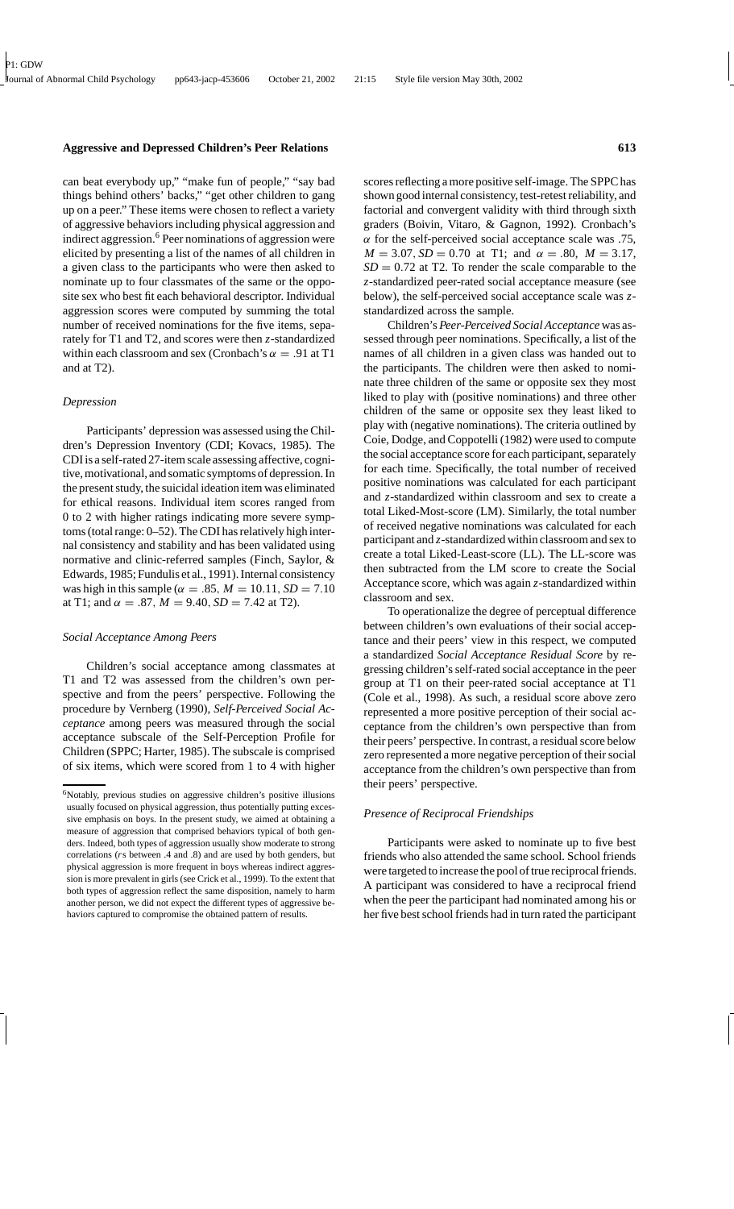can beat everybody up," "make fun of people," "say bad things behind others' backs," "get other children to gang up on a peer." These items were chosen to reflect a variety of aggressive behaviors including physical aggression and indirect aggression.[6] Peer nominations of aggression were elicited by presenting a list of the names of all children in a given class to the participants who were then asked to nominate up to four classmates of the same or the opposite sex who best fit each behavioral descriptor. Individual aggression scores were computed by summing the total number of received nominations for the five items, separately for T1 and T2, and scores were then *z*-standardized within each classroom and sex (Cronbach's $\alpha = .91$ at T1 and at T2).

### *Depression*

Participants' depression was assessed using the Children's Depression Inventory (CDI; Kovacs, 1985). The CDI is a self-rated 27-item scale assessing affective, cognitive, motivational, and somatic symptoms of depression. In the present study, the suicidal ideation item was eliminated for ethical reasons. Individual item scores ranged from 0 to 2 with higher ratings indicating more severe symptoms (total range: 0–52). The CDI has relatively high internal consistency and stability and has been validated using normative and clinic-referred samples (Finch, Saylor, & Edwards, 1985; Fundulis et al., 1991). Internal consistency was high in this sample ($\alpha = .85$, $M = 10.11$, $SD = 7.10$ at T1; and $\alpha = .87$, $M = 9.40$, $SD = 7.42$ at T2).

### *Social Acceptance Among Peers*

Children's social acceptance among classmates at T1 and T2 was assessed from the children's own perspective and from the peers' perspective. Following the procedure by Vernberg (1990), *Self-Perceived Social Acceptance* among peers was measured through the social acceptance subscale of the Self-Perception Profile for Children (SPPC; Harter, 1985). The subscale is comprised of six items, which were scored from 1 to 4 with higher scores reflecting a more positive self-image. The SPPC has shown good internal consistency, test-retest reliability, and factorial and convergent validity with third through sixth graders (Boivin, Vitaro, & Gagnon, 1992). Cronbach's $\alpha$ for the self-perceived social acceptance scale was .75, $M = 3.07$, $SD = 0.70$ at T1; and $\alpha = .80$, $M = 3.17$, $SD = 0.72$ at T2. To render the scale comparable to the *z*-standardized peer-rated social acceptance measure (see below), the self-perceived social acceptance scale was *z*-standardized across the sample.

Children's *Peer-Perceived Social Acceptance* was assessed through peer nominations. Specifically, a list of the names of all children in a given class was handed out to the participants. The children were then asked to nominate three children of the same or opposite sex they most liked to play with (positive nominations) and three other children of the same or opposite sex they least liked to play with (negative nominations). The criteria outlined by Coie, Dodge, and Coppotelli (1982) were used to compute the social acceptance score for each participant, separately for each time. Specifically, the total number of received positive nominations was calculated for each participant and *z*-standardized within classroom and sex to create a total Liked-Most-score (LM). Similarly, the total number of received negative nominations was calculated for each participant and *z*-standardized within classroom and sex to create a total Liked-Least-score (LL). The LL-score was then subtracted from the LM score to create the Social Acceptance score, which was again *z*-standardized within classroom and sex.

To operationalize the degree of perceptual difference between children's own evaluations of their social acceptance and their peers' view in this respect, we computed a standardized *Social Acceptance Residual Score* by regressing children's self-rated social acceptance in the peer group at T1 on their peer-rated social acceptance at T1 (Cole et al., 1998). As such, a residual score above zero represented a more positive perception of their social acceptance from the children's own perspective than from their peers' perspective. In contrast, a residual score below zero represented a more negative perception of their social acceptance from the children's own perspective than from their peers' perspective.

### *Presence of Reciprocal Friendships*

Participants were asked to nominate up to five best friends who also attended the same school. School friends were targeted to increase the pool of true reciprocal friends. A participant was considered to have a reciprocal friend when the peer the participant had nominated among his or her five best school friends had in turn rated the participant

---

[6] Notably, previous studies on aggressive children's positive illusions usually focused on physical aggression, thus potentially putting excessive emphasis on boys. In the present study, we aimed at obtaining a measure of aggression that comprised behaviors typical of both genders. Indeed, both types of aggression usually show moderate to strong correlations (*r*s between .4 and .8) and are used by both genders, but physical aggression is more frequent in boys whereas indirect aggression is more prevalent in girls (see Crick et al., 1999). To the extent that both types of aggression reflect the same disposition, namely to harm another person, we did not expect the different types of aggressive behaviors captured to compromise the obtained pattern of results.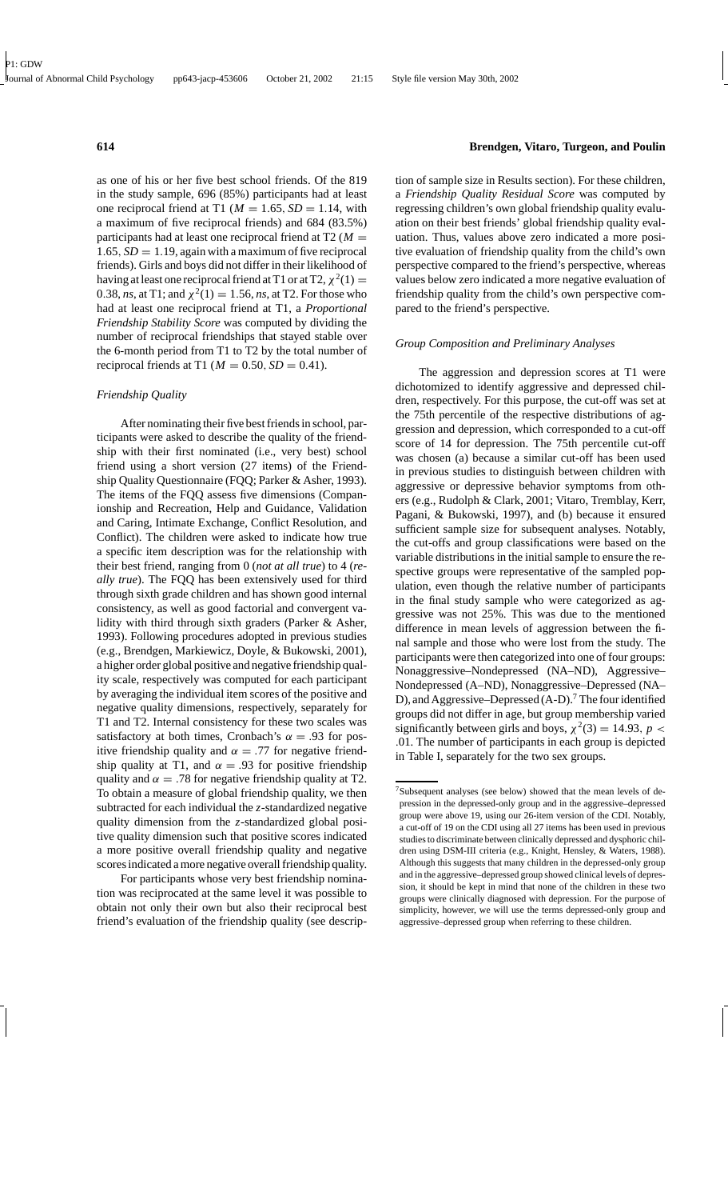as one of his or her five best school friends. Of the 819 in the study sample, 696 (85%) participants had at least one reciprocal friend at T1 ($M = 1.65$, $SD = 1.14$, with a maximum of five reciprocal friends) and 684 (83.5%) participants had at least one reciprocal friend at T2 ($M = 1.65$, $SD = 1.19$, again with a maximum of five reciprocal friends). Girls and boys did not differ in their likelihood of having at least one reciprocal friend at T1 or at T2, $\chi^2(1) = 0.38$, *ns*, at T1; and $\chi^2(1) = 1.56$, *ns*, at T2. For those who had at least one reciprocal friend at T1, a *Proportional Friendship Stability Score* was computed by dividing the number of reciprocal friendships that stayed stable over the 6-month period from T1 to T2 by the total number of reciprocal friends at T1 ($M = 0.50$, $SD = 0.41$).

### *Friendship Quality*

After nominating their five best friends in school, participants were asked to describe the quality of the friendship with their first nominated (i.e., very best) school friend using a short version (27 items) of the Friendship Quality Questionnaire (FQQ; Parker & Asher, 1993). The items of the FQQ assess five dimensions (Companionship and Recreation, Help and Guidance, Validation and Caring, Intimate Exchange, Conflict Resolution, and Conflict). The children were asked to indicate how true a specific item description was for the relationship with their best friend, ranging from 0 (*not at all true*) to 4 (*really true*). The FQQ has been extensively used for third through sixth grade children and has shown good internal consistency, as well as good factorial and convergent validity with third through sixth graders (Parker & Asher, 1993). Following procedures adopted in previous studies (e.g., Brendgen, Markiewicz, Doyle, & Bukowski, 2001), a higher order global positive and negative friendship quality scale, respectively was computed for each participant by averaging the individual item scores of the positive and negative quality dimensions, respectively, separately for T1 and T2. Internal consistency for these two scales was satisfactory at both times, Cronbach's $\alpha = .93$ for positive friendship quality and $\alpha = .77$ for negative friendship quality at T1, and $\alpha = .93$ for positive friendship quality and $\alpha = .78$ for negative friendship quality at T2. To obtain a measure of global friendship quality, we then subtracted for each individual the *z*-standardized negative quality dimension from the *z*-standardized global positive quality dimension such that positive scores indicated a more positive overall friendship quality and negative scores indicated a more negative overall friendship quality.

For participants whose very best friendship nomination was reciprocated at the same level it was possible to obtain not only their own but also their reciprocal best friend's evaluation of the friendship quality (see description of sample size in Results section). For these children, a *Friendship Quality Residual Score* was computed by regressing children's own global friendship quality evaluation on their best friends' global friendship quality evaluation. Thus, values above zero indicated a more positive evaluation of friendship quality from the child's own perspective compared to the friend's perspective, whereas values below zero indicated a more negative evaluation of friendship quality from the child's own perspective compared to the friend's perspective.

### *Group Composition and Preliminary Analyses*

The aggression and depression scores at T1 were dichotomized to identify aggressive and depressed children, respectively. For this purpose, the cut-off was set at the 75th percentile of the respective distributions of aggression and depression, which corresponded to a cut-off score of 14 for depression. The 75th percentile cut-off was chosen (a) because a similar cut-off has been used in previous studies to distinguish between children with aggressive or depressive behavior symptoms from others (e.g., Rudolph & Clark, 2001; Vitaro, Tremblay, Kerr, Pagani, & Bukowski, 1997), and (b) because it ensured sufficient sample size for subsequent analyses. Notably, the cut-offs and group classifications were based on the variable distributions in the initial sample to ensure the respective groups were representative of the sampled population, even though the relative number of participants in the final study sample who were categorized as aggressive was not 25%. This was due to the mentioned difference in mean levels of aggression between the final sample and those who were lost from the study. The participants were then categorized into one of four groups: Nonaggressive–Nondepressed (NA–ND), Aggressive–Nondepressed (A–ND), Nonaggressive–Depressed (NA–D), and Aggressive–Depressed (A-D).[7] The four identified groups did not differ in age, but group membership varied significantly between girls and boys, $\chi^2(3) = 14.93$, $p < .01$. The number of participants in each group is depicted in Table I, separately for the two sex groups.

[7]Subsequent analyses (see below) showed that the mean levels of depression in the depressed-only group and in the aggressive–depressed group were above 19, using our 26-item version of the CDI. Notably, a cut-off of 19 on the CDI using all 27 items has been used in previous studies to discriminate between clinically depressed and dysphoric children using DSM-III criteria (e.g., Knight, Hensley, & Waters, 1988). Although this suggests that many children in the depressed-only group and in the aggressive–depressed group showed clinical levels of depression, it should be kept in mind that none of the children in these two groups were clinically diagnosed with depression. For the purpose of simplicity, however, we will use the terms depressed-only group and aggressive–depressed group when referring to these children.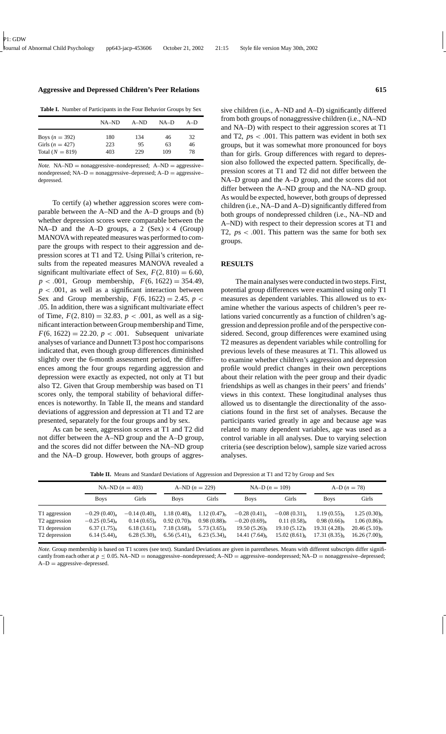**Table I.** Number of Participants in the Four Behavior Groups by Sex

| | NA–ND | A–ND | NA–D | A–D |
|---|---|---|---|---|
| Boys ($n = 392$) | 180 | 134 | 46 | 32 |
| Girls ($n = 427$) | 223 | 95 | 63 | 46 |
| Total ($N = 819$) | 403 | 229 | 109 | 78 |

*Note.* NA–ND = nonaggressive–nondepressed; A–ND = aggressive–nondepressed; NA–D = nonaggressive–depressed; A–D = aggressive–depressed.

To certify (a) whether aggression scores were comparable between the A–ND and the A–D groups and (b) whether depression scores were comparable between the NA–D and the A–D groups, a 2 (Sex) × 4 (Group) MANOVA with repeated measures was performed to compare the groups with respect to their aggression and depression scores at T1 and T2. Using Pillai's criterion, results from the repeated measures MANOVA revealed a significant multivariate effect of Sex, $F(2, 810) = 6.60$, $p < .001$, Group membership, $F(6, 1622) = 354.49$, $p < .001$, as well as a significant interaction between Sex and Group membership, $F(6, 1622) = 2.45$, $p < .05$. In addition, there was a significant multivariate effect of Time, $F(2, 810) = 32.83$, $p < .001$, as well as a significant interaction between Group membership and Time, $F(6, 1622) = 22.20$, $p < .001$. Subsequent univariate analyses of variance and Dunnett T3 post hoc comparisons indicated that, even though group differences diminished slightly over the 6-month assessment period, the differences among the four groups regarding aggression and depression were exactly as expected, not only at T1 but also T2. Given that Group membership was based on T1 scores only, the temporal stability of behavioral differences is noteworthy. In Table II, the means and standard deviations of aggression and depression at T1 and T2 are presented, separately for the four groups and by sex.

As can be seen, aggression scores at T1 and T2 did not differ between the A–ND group and the A–D group, and the scores did not differ between the NA–ND group and the NA–D group. However, both groups of aggressive children (i.e., A–ND and A–D) significantly differed from both groups of nonaggressive children (i.e., NA–ND and NA–D) with respect to their aggression scores at T1 and T2, $ps < .001$. This pattern was evident in both sex groups, but it was somewhat more pronounced for boys than for girls. Group differences with regard to depression also followed the expected pattern. Specifically, depression scores at T1 and T2 did not differ between the NA–D group and the A–D group, and the scores did not differ between the A–ND group and the NA–ND group. As would be expected, however, both groups of depressed children (i.e., NA–D and A–D) significantly differed from both groups of nondepressed children (i.e., NA–ND and A–ND) with respect to their depression scores at T1 and T2, $ps < .001$. This pattern was the same for both sex groups.

## RESULTS

The main analyses were conducted in two steps. First, potential group differences were examined using only T1 measures as dependent variables. This allowed us to examine whether the various aspects of children's peer relations varied concurrently as a function of children's aggression and depression profile and of the perspective considered. Second, group differences were examined using T2 measures as dependent variables while controlling for previous levels of these measures at T1. This allowed us to examine whether children's aggression and depression profile would predict changes in their own perceptions about their relation with the peer group and their dyadic friendships as well as changes in their peers' and friends' views in this context. These longitudinal analyses thus allowed us to disentangle the directionality of the associations found in the first set of analyses. Because the participants varied greatly in age and because age was related to many dependent variables, age was used as a control variable in all analyses. Due to varying selection criteria (see description below), sample size varied across analyses.

**Table II.** Means and Standard Deviations of Aggression and Depression at T1 and T2 by Group and Sex

| | NA–ND ($n = 403$) | | A–ND ($n = 229$) | | NA–D ($n = 109$) | | A–D ($n = 78$) | |
|---|---|---|---|---|---|---|---|---|
| | Boys | Girls | Boys | Girls | Boys | Girls | Boys | Girls |
| T1 aggression | $-0.29\ (0.40)_a$ | $-0.14\ (0.40)_a$ | $1.18\ (0.48)_b$ | $1.12\ (0.47)_b$ | $-0.28\ (0.41)_a$ | $-0.08\ (0.31)_a$ | $1.19\ (0.55)_b$ | $1.25\ (0.30)_b$ |
| T2 aggression | $-0.25\ (0.54)_a$ | $0.14\ (0.65)_a$ | $0.92\ (0.70)_b$ | $0.98\ (0.88)_b$ | $-0.20\ (0.69)_a$ | $0.11\ (0.58)_a$ | $0.98\ (0.66)_b$ | $1.06\ (0.86)_b$ |
| T1 depression | $6.37\ (1.75)_a$ | $6.18\ (3.61)_a$ | $7.18\ (3.68)_a$ | $5.73\ (3.65)_a$ | $19.50\ (5.26)_b$ | $19.10\ (5.12)_b$ | $19.31\ (4.28)_b$ | $20.46\ (5.10)_b$ |
| T2 depression | $6.14\ (5.44)_a$ | $6.28\ (5.30)_a$ | $6.56\ (5.41)_a$ | $6.23\ (5.34)_a$ | $14.41\ (7.64)_b$ | $15.02\ (8.61)_b$ | $17.31\ (8.35)_b$ | $16.26\ (7.00)_b$ |

*Note.* Group membership is based on T1 scores (see text). Standard Deviations are given in parentheses. Means with different subscripts differ significantly from each other at $p \leq 0.05$. NA–ND = nonaggressive–nondepressed; A–ND = aggressive–nondepressed; NA–D = nonaggressive–depressed; A–D = aggressive–depressed.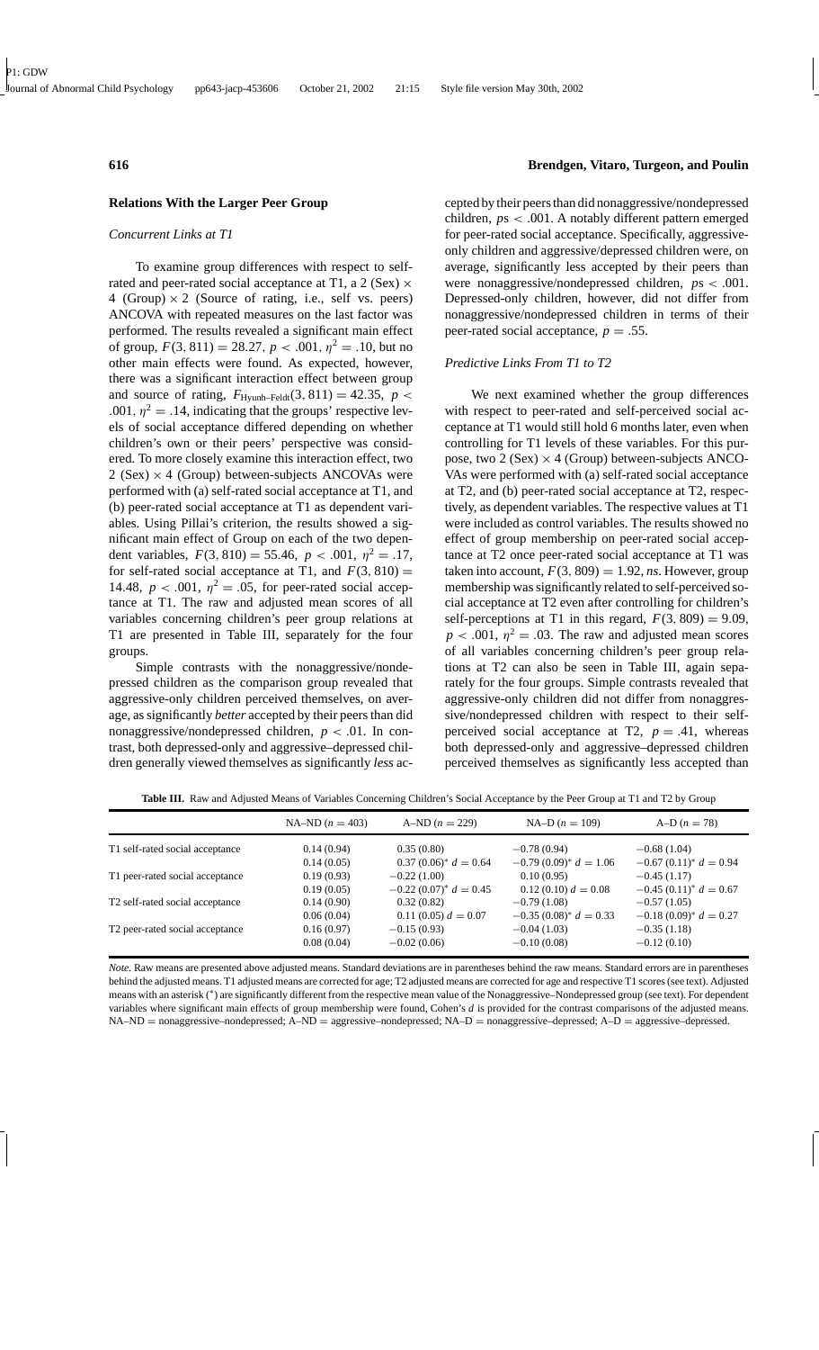### Relations With the Larger Peer Group

#### *Concurrent Links at T1*

To examine group differences with respect to self-rated and peer-rated social acceptance at T1, a 2 (Sex) × 4 (Group) × 2 (Source of rating, i.e., self vs. peers) ANCOVA with repeated measures on the last factor was performed. The results revealed a significant main effect of group, $F(3, 811) = 28.27$, $p < .001$, $\eta^2 = .10$, but no other main effects were found. As expected, however, there was a significant interaction effect between group and source of rating, $F_{\text{Hyunh–Feldt}}(3, 811) = 42.35$, $p < .001$, $\eta^2 = .14$, indicating that the groups' respective levels of social acceptance differed depending on whether children's own or their peers' perspective was considered. To more closely examine this interaction effect, two 2 (Sex) × 4 (Group) between-subjects ANCOVAs were performed with (a) self-rated social acceptance at T1, and (b) peer-rated social acceptance at T1 as dependent variables. Using Pillai's criterion, the results showed a significant main effect of Group on each of the two dependent variables, $F(3, 810) = 55.46$, $p < .001$, $\eta^2 = .17$, for self-rated social acceptance at T1, and $F(3, 810) = 14.48$, $p < .001$, $\eta^2 = .05$, for peer-rated social acceptance at T1. The raw and adjusted mean scores of all variables concerning children's peer group relations at T1 are presented in Table III, separately for the four groups.

Simple contrasts with the nonaggressive/nondepressed children as the comparison group revealed that aggressive-only children perceived themselves, on average, as significantly *better* accepted by their peers than did nonaggressive/nondepressed children, $p < .01$. In contrast, both depressed-only and aggressive–depressed children generally viewed themselves as significantly *less* accepted by their peers than did nonaggressive/nondepressed children, $ps < .001$. A notably different pattern emerged for peer-rated social acceptance. Specifically, aggressive-only children and aggressive/depressed children were, on average, significantly less accepted by their peers than were nonaggressive/nondepressed children, $ps < .001$. Depressed-only children, however, did not differ from nonaggressive/nondepressed children in terms of their peer-rated social acceptance, $p = .55$.

#### *Predictive Links From T1 to T2*

We next examined whether the group differences with respect to peer-rated and self-perceived social acceptance at T1 would still hold 6 months later, even when controlling for T1 levels of these variables. For this purpose, two 2 (Sex) × 4 (Group) between-subjects ANCOVAs were performed with (a) self-rated social acceptance at T2, and (b) peer-rated social acceptance at T2, respectively, as dependent variables. The respective values at T1 were included as control variables. The results showed no effect of group membership on peer-rated social acceptance at T2 once peer-rated social acceptance at T1 was taken into account, $F(3, 809) = 1.92$, *ns*. However, group membership was significantly related to self-perceived social acceptance at T2 even after controlling for children's self-perceptions at T1 in this regard, $F(3, 809) = 9.09$, $p < .001$, $\eta^2 = .03$. The raw and adjusted mean scores of all variables concerning children's peer group relations at T2 can also be seen in Table III, again separately for the four groups. Simple contrasts revealed that aggressive-only children did not differ from nonaggressive/nondepressed children with respect to their self-perceived social acceptance at T2, $p = .41$, whereas both depressed-only and aggressive–depressed children perceived themselves as significantly less accepted than

**Table III.** Raw and Adjusted Means of Variables Concerning Children's Social Acceptance by the Peer Group at T1 and T2 by Group

| | NA–ND ($n = 403$) | A–ND ($n = 229$) | NA–D ($n = 109$) | A–D ($n = 78$) |
|---|---|---|---|---|
| T1 self-rated social acceptance | 0.14 (0.94) | 0.35 (0.80) | −0.78 (0.94) | −0.68 (1.04) |
| | 0.14 (0.05) | 0.37 (0.06)* $d = 0.64$ | −0.79 (0.09)* $d = 1.06$ | −0.67 (0.11)* $d = 0.94$ |
| T1 peer-rated social acceptance | 0.19 (0.93) | −0.22 (1.00) | 0.10 (0.95) | −0.45 (1.17) |
| | 0.19 (0.05) | −0.22 (0.07)* $d = 0.45$ | 0.12 (0.10) $d = 0.08$ | −0.45 (0.11)* $d = 0.67$ |
| T2 self-rated social acceptance | 0.14 (0.90) | 0.32 (0.82) | −0.79 (1.08) | −0.57 (1.05) |
| | 0.06 (0.04) | 0.11 (0.05) $d = 0.07$ | −0.35 (0.08)* $d = 0.33$ | −0.18 (0.09)* $d = 0.27$ |
| T2 peer-rated social acceptance | 0.16 (0.97) | −0.15 (0.93) | −0.04 (1.03) | −0.35 (1.18) |
| | 0.08 (0.04) | −0.02 (0.06) | −0.10 (0.08) | −0.12 (0.10) |

*Note.* Raw means are presented above adjusted means. Standard deviations are in parentheses behind the raw means. Standard errors are in parentheses behind the adjusted means. T1 adjusted means are corrected for age; T2 adjusted means are corrected for age and respective T1 scores (see text). Adjusted means with an asterisk (*) are significantly different from the respective mean value of the Nonaggressive–Nondepressed group (see text). For dependent variables where significant main effects of group membership were found, Cohen's $d$ is provided for the contrast comparisons of the adjusted means. NA–ND = nonaggressive–nondepressed; A–ND = aggressive–nondepressed; NA–D = nonaggressive–depressed; A–D = aggressive–depressed.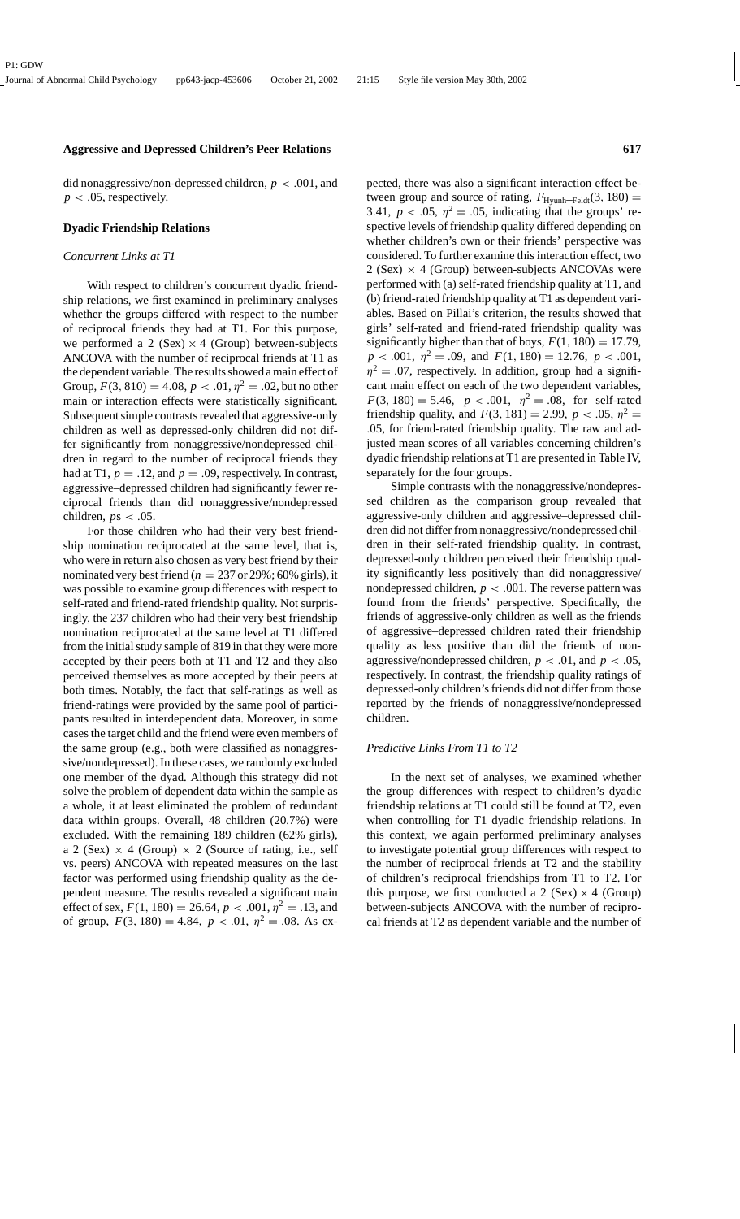did nonaggressive/non-depressed children, $p < .001$, and $p < .05$, respectively.

### Dyadic Friendship Relations

#### *Concurrent Links at T1*

With respect to children's concurrent dyadic friendship relations, we first examined in preliminary analyses whether the groups differed with respect to the number of reciprocal friends they had at T1. For this purpose, we performed a 2 (Sex) × 4 (Group) between-subjects ANCOVA with the number of reciprocal friends at T1 as the dependent variable. The results showed a main effect of Group, $F(3, 810) = 4.08$, $p < .01$, $\eta^2 = .02$, but no other main or interaction effects were statistically significant. Subsequent simple contrasts revealed that aggressive-only children as well as depressed-only children did not differ significantly from nonaggressive/nondepressed children in regard to the number of reciprocal friends they had at T1, $p = .12$, and $p = .09$, respectively. In contrast, aggressive–depressed children had significantly fewer reciprocal friends than did nonaggressive/nondepressed children, $p\text{s} < .05$.

For those children who had their very best friendship nomination reciprocated at the same level, that is, who were in return also chosen as very best friend by their nominated very best friend ($n = 237$ or 29%; 60% girls), it was possible to examine group differences with respect to self-rated and friend-rated friendship quality. Not surprisingly, the 237 children who had their very best friendship nomination reciprocated at the same level at T1 differed from the initial study sample of 819 in that they were more accepted by their peers both at T1 and T2 and they also perceived themselves as more accepted by their peers at both times. Notably, the fact that self-ratings as well as friend-ratings were provided by the same pool of participants resulted in interdependent data. Moreover, in some cases the target child and the friend were even members of the same group (e.g., both were classified as nonaggressive/nondepressed). In these cases, we randomly excluded one member of the dyad. Although this strategy did not solve the problem of dependent data within the sample as a whole, it at least eliminated the problem of redundant data within groups. Overall, 48 children (20.7%) were excluded. With the remaining 189 children (62% girls), a 2 (Sex) × 4 (Group) × 2 (Source of rating, i.e., self vs. peers) ANCOVA with repeated measures on the last factor was performed using friendship quality as the dependent measure. The results revealed a significant main effect of sex, $F(1, 180) = 26.64$, $p < .001$, $\eta^2 = .13$, and of group, $F(3, 180) = 4.84$, $p < .01$, $\eta^2 = .08$. As expected, there was also a significant interaction effect between group and source of rating, $F_{\text{Hyunh–Feldt}}(3, 180) = 3.41$, $p < .05$, $\eta^2 = .05$, indicating that the groups' respective levels of friendship quality differed depending on whether children's own or their friends' perspective was considered. To further examine this interaction effect, two 2 (Sex) × 4 (Group) between-subjects ANCOVAs were performed with (a) self-rated friendship quality at T1, and (b) friend-rated friendship quality at T1 as dependent variables. Based on Pillai's criterion, the results showed that girls' self-rated and friend-rated friendship quality was significantly higher than that of boys, $F(1, 180) = 17.79$, $p < .001$, $\eta^2 = .09$, and $F(1, 180) = 12.76$, $p < .001$, $\eta^2 = .07$, respectively. In addition, group had a significant main effect on each of the two dependent variables, $F(3, 180) = 5.46$, $p < .001$, $\eta^2 = .08$, for self-rated friendship quality, and $F(3, 181) = 2.99$, $p < .05$, $\eta^2 = .05$, for friend-rated friendship quality. The raw and adjusted mean scores of all variables concerning children's dyadic friendship relations at T1 are presented in Table IV, separately for the four groups.

Simple contrasts with the nonaggressive/nondepressed children as the comparison group revealed that aggressive-only children and aggressive–depressed children did not differ from nonaggressive/nondepressed children in their self-rated friendship quality. In contrast, depressed-only children perceived their friendship quality significantly less positively than did nonaggressive/nondepressed children, $p < .001$. The reverse pattern was found from the friends' perspective. Specifically, the friends of aggressive-only children as well as the friends of aggressive–depressed children rated their friendship quality as less positive than did the friends of nonaggressive/nondepressed children, $p < .01$, and $p < .05$, respectively. In contrast, the friendship quality ratings of depressed-only children's friends did not differ from those reported by the friends of nonaggressive/nondepressed children.

#### *Predictive Links From T1 to T2*

In the next set of analyses, we examined whether the group differences with respect to children's dyadic friendship relations at T1 could still be found at T2, even when controlling for T1 dyadic friendship relations. In this context, we again performed preliminary analyses to investigate potential group differences with respect to the number of reciprocal friends at T2 and the stability of children's reciprocal friendships from T1 to T2. For this purpose, we first conducted a 2 (Sex) × 4 (Group) between-subjects ANCOVA with the number of reciprocal friends at T2 as dependent variable and the number of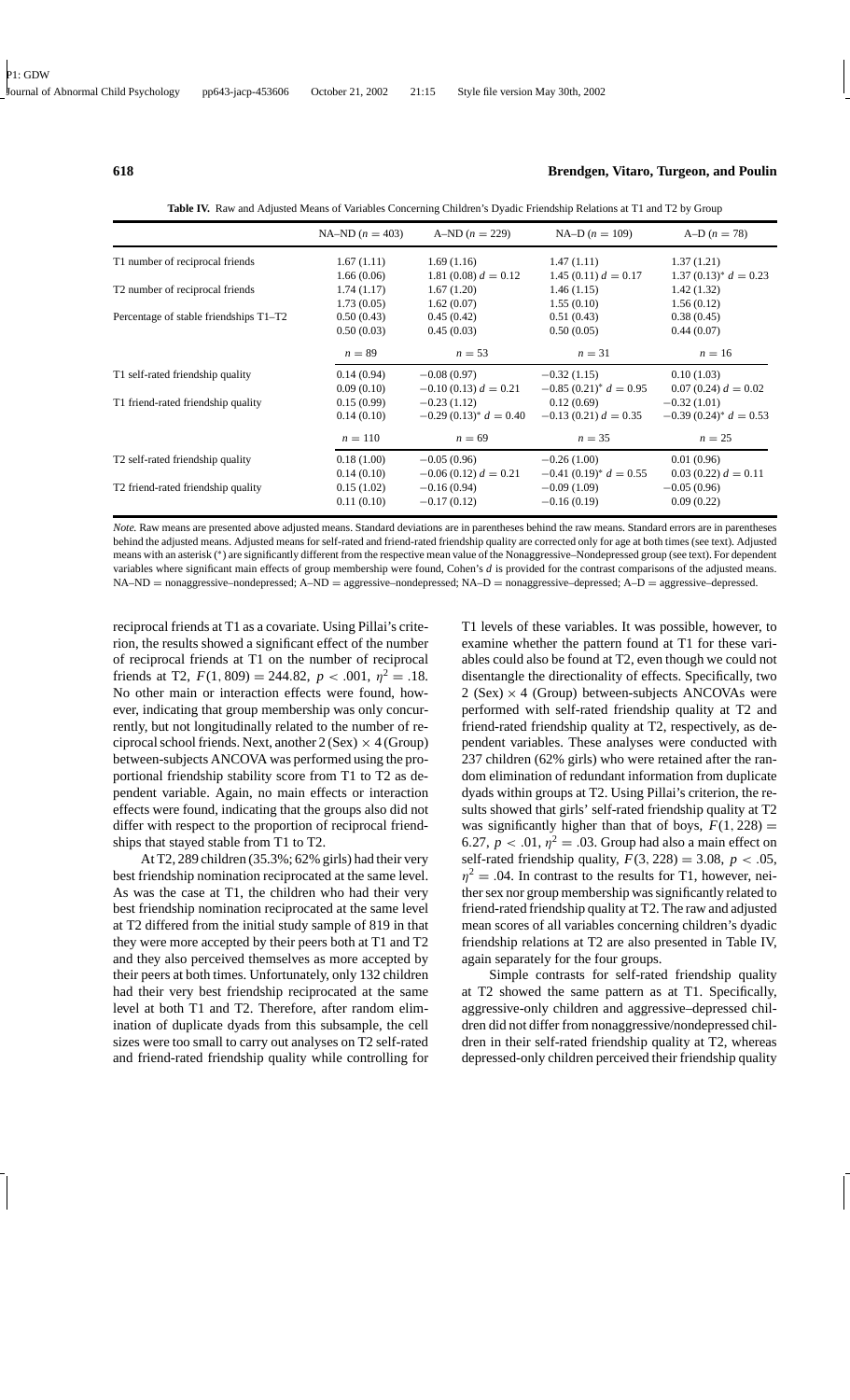**Table IV.** Raw and Adjusted Means of Variables Concerning Children's Dyadic Friendship Relations at T1 and T2 by Group

| | NA–ND ($n = 403$) | A–ND ($n = 229$) | NA–D ($n = 109$) | A–D ($n = 78$) |
|---|---|---|---|---|
| T1 number of reciprocal friends | 1.67 (1.11) | 1.69 (1.16) | 1.47 (1.11) | 1.37 (1.21) |
| | 1.66 (0.06) | 1.81 (0.08) $d = 0.12$ | 1.45 (0.11) $d = 0.17$ | 1.37 (0.13)* $d = 0.23$ |
| T2 number of reciprocal friends | 1.74 (1.17) | 1.67 (1.20) | 1.46 (1.15) | 1.42 (1.32) |
| | 1.73 (0.05) | 1.62 (0.07) | 1.55 (0.10) | 1.56 (0.12) |
| Percentage of stable friendships T1–T2 | 0.50 (0.43) | 0.45 (0.42) | 0.51 (0.43) | 0.38 (0.45) |
| | 0.50 (0.03) | 0.45 (0.03) | 0.50 (0.05) | 0.44 (0.07) |
| | $n = 89$ | $n = 53$ | $n = 31$ | $n = 16$ |
| T1 self-rated friendship quality | 0.14 (0.94) | −0.08 (0.97) | −0.32 (1.15) | 0.10 (1.03) |
| | 0.09 (0.10) | −0.10 (0.13) $d = 0.21$ | −0.85 (0.21)* $d = 0.95$ | 0.07 (0.24) $d = 0.02$ |
| T1 friend-rated friendship quality | 0.15 (0.99) | −0.23 (1.12) | 0.12 (0.69) | −0.32 (1.01) |
| | 0.14 (0.10) | −0.29 (0.13)* $d = 0.40$ | −0.13 (0.21) $d = 0.35$ | −0.39 (0.24)* $d = 0.53$ |
| | $n = 110$ | $n = 69$ | $n = 35$ | $n = 25$ |
| T2 self-rated friendship quality | 0.18 (1.00) | −0.05 (0.96) | −0.26 (1.00) | 0.01 (0.96) |
| | 0.14 (0.10) | −0.06 (0.12) $d = 0.21$ | −0.41 (0.19)* $d = 0.55$ | 0.03 (0.22) $d = 0.11$ |
| T2 friend-rated friendship quality | 0.15 (1.02) | −0.16 (0.94) | −0.09 (1.09) | −0.05 (0.96) |
| | 0.11 (0.10) | −0.17 (0.12) | −0.16 (0.19) | 0.09 (0.22) |

*Note.* Raw means are presented above adjusted means. Standard deviations are in parentheses behind the raw means. Standard errors are in parentheses behind the adjusted means. Adjusted means for self-rated and friend-rated friendship quality are corrected only for age at both times (see text). Adjusted means with an asterisk (*) are significantly different from the respective mean value of the Nonaggressive–Nondepressed group (see text). For dependent variables where significant main effects of group membership were found, Cohen's *d* is provided for the contrast comparisons of the adjusted means. NA–ND = nonaggressive–nondepressed; A–ND = aggressive–nondepressed; NA–D = nonaggressive–depressed; A–D = aggressive–depressed.

reciprocal friends at T1 as a covariate. Using Pillai's criterion, the results showed a significant effect of the number of reciprocal friends at T1 on the number of reciprocal friends at T2, $F(1, 809) = 244.82$, $p < .001$, $\eta^2 = .18$. No other main or interaction effects were found, however, indicating that group membership was only concurrently, but not longitudinally related to the number of reciprocal school friends. Next, another 2 (Sex) × 4 (Group) between-subjects ANCOVA was performed using the proportional friendship stability score from T1 to T2 as dependent variable. Again, no main effects or interaction effects were found, indicating that the groups also did not differ with respect to the proportion of reciprocal friendships that stayed stable from T1 to T2.

At T2, 289 children (35.3%; 62% girls) had their very best friendship nomination reciprocated at the same level. As was the case at T1, the children who had their very best friendship nomination reciprocated at the same level at T2 differed from the initial study sample of 819 in that they were more accepted by their peers both at T1 and T2 and they also perceived themselves as more accepted by their peers at both times. Unfortunately, only 132 children had their very best friendship reciprocated at the same level at both T1 and T2. Therefore, after random elimination of duplicate dyads from this subsample, the cell sizes were too small to carry out analyses on T2 self-rated and friend-rated friendship quality while controlling for T1 levels of these variables. It was possible, however, to examine whether the pattern found at T1 for these variables could also be found at T2, even though we could not disentangle the directionality of effects. Specifically, two 2 (Sex) × 4 (Group) between-subjects ANCOVAs were performed with self-rated friendship quality at T2 and friend-rated friendship quality at T2, respectively, as dependent variables. These analyses were conducted with 237 children (62% girls) who were retained after the random elimination of redundant information from duplicate dyads within groups at T2. Using Pillai's criterion, the results showed that girls' self-rated friendship quality at T2 was significantly higher than that of boys, $F(1, 228) = 6.27$, $p < .01$, $\eta^2 = .03$. Group had also a main effect on self-rated friendship quality, $F(3, 228) = 3.08$, $p < .05$, $\eta^2 = .04$. In contrast to the results for T1, however, neither sex nor group membership was significantly related to friend-rated friendship quality at T2. The raw and adjusted mean scores of all variables concerning children's dyadic friendship relations at T2 are also presented in Table IV, again separately for the four groups.

Simple contrasts for self-rated friendship quality at T2 showed the same pattern as at T1. Specifically, aggressive-only children and aggressive–depressed children did not differ from nonaggressive/nondepressed children in their self-rated friendship quality at T2, whereas depressed-only children perceived their friendship quality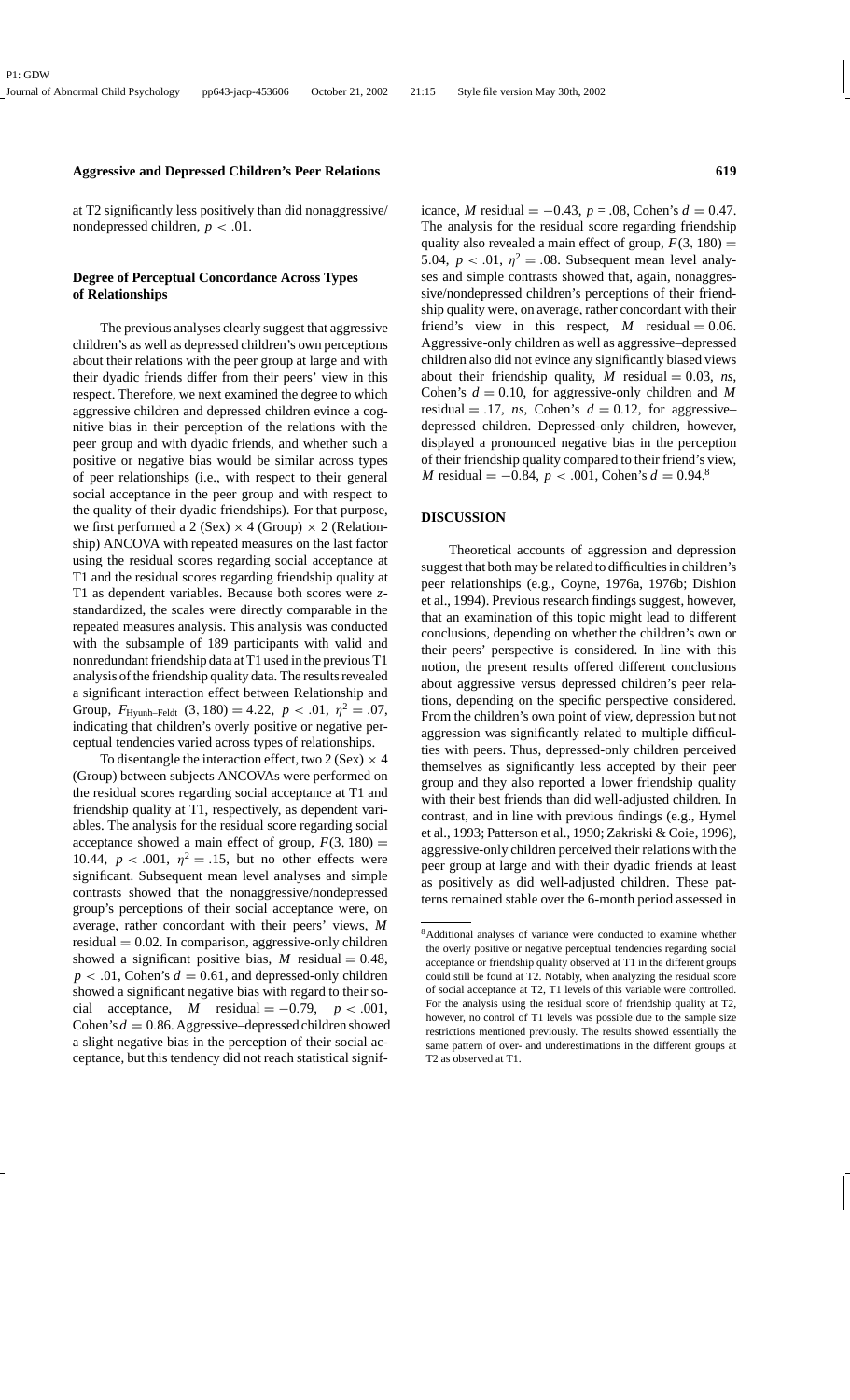at T2 significantly less positively than did nonaggressive/nondepressed children, $p < .01$.

### Degree of Perceptual Concordance Across Types of Relationships

The previous analyses clearly suggest that aggressive children's as well as depressed children's own perceptions about their relations with the peer group at large and with their dyadic friends differ from their peers' view in this respect. Therefore, we next examined the degree to which aggressive children and depressed children evince a cognitive bias in their perception of the relations with the peer group and with dyadic friends, and whether such a positive or negative bias would be similar across types of peer relationships (i.e., with respect to their general social acceptance in the peer group and with respect to the quality of their dyadic friendships). For that purpose, we first performed a 2 (Sex) × 4 (Group) × 2 (Relationship) ANCOVA with repeated measures on the last factor using the residual scores regarding social acceptance at T1 and the residual scores regarding friendship quality at T1 as dependent variables. Because both scores were *z*-standardized, the scales were directly comparable in the repeated measures analysis. This analysis was conducted with the subsample of 189 participants with valid and nonredundant friendship data at T1 used in the previous T1 analysis of the friendship quality data. The results revealed a significant interaction effect between Relationship and Group, $F_{\text{Hyunh–Feldt}}(3, 180) = 4.22$, $p < .01$, $\eta^2 = .07$, indicating that children's overly positive or negative perceptual tendencies varied across types of relationships.

To disentangle the interaction effect, two 2 (Sex) × 4 (Group) between subjects ANCOVAs were performed on the residual scores regarding social acceptance at T1 and friendship quality at T1, respectively, as dependent variables. The analysis for the residual score regarding social acceptance showed a main effect of group, $F(3, 180) = 10.44$, $p < .001$, $\eta^2 = .15$, but no other effects were significant. Subsequent mean level analyses and simple contrasts showed that the nonaggressive/nondepressed group's perceptions of their social acceptance were, on average, rather concordant with their peers' views, *M* residual $= 0.02$. In comparison, aggressive-only children showed a significant positive bias, *M* residual $= 0.48$, $p < .01$, Cohen's $d = 0.61$, and depressed-only children showed a significant negative bias with regard to their social acceptance, *M* residual $= -0.79$, $p < .001$, Cohen's $d = 0.86$. Aggressive–depressed children showed a slight negative bias in the perception of their social acceptance, but this tendency did not reach statistical significance, *M* residual $= -0.43$, $p = .08$, Cohen's $d = 0.47$. The analysis for the residual score regarding friendship quality also revealed a main effect of group, $F(3, 180) = 5.04$, $p < .01$, $\eta^2 = .08$. Subsequent mean level analyses and simple contrasts showed that, again, nonaggressive/nondepressed children's perceptions of their friendship quality were, on average, rather concordant with their friend's view in this respect, *M* residual $= 0.06$. Aggressive-only children as well as aggressive–depressed children also did not evince any significantly biased views about their friendship quality, *M* residual $= 0.03$, *ns*, Cohen's $d = 0.10$, for aggressive-only children and *M* residual $= .17$, *ns*, Cohen's $d = 0.12$, for aggressive–depressed children. Depressed-only children, however, displayed a pronounced negative bias in the perception of their friendship quality compared to their friend's view, *M* residual $= -0.84$, $p < .001$, Cohen's $d = 0.94$.[8]

## DISCUSSION

Theoretical accounts of aggression and depression suggest that both may be related to difficulties in children's peer relationships (e.g., Coyne, 1976a, 1976b; Dishion et al., 1994). Previous research findings suggest, however, that an examination of this topic might lead to different conclusions, depending on whether the children's own or their peers' perspective is considered. In line with this notion, the present results offered different conclusions about aggressive versus depressed children's peer relations, depending on the specific perspective considered. From the children's own point of view, depression but not aggression was significantly related to multiple difficulties with peers. Thus, depressed-only children perceived themselves as significantly less accepted by their peer group and they also reported a lower friendship quality with their best friends than did well-adjusted children. In contrast, and in line with previous findings (e.g., Hymel et al., 1993; Patterson et al., 1990; Zakriski & Coie, 1996), aggressive-only children perceived their relations with the peer group at large and with their dyadic friends at least as positively as did well-adjusted children. These patterns remained stable over the 6-month period assessed in

[8] Additional analyses of variance were conducted to examine whether the overly positive or negative perceptual tendencies regarding social acceptance or friendship quality observed at T1 in the different groups could still be found at T2. Notably, when analyzing the residual score of social acceptance at T2, T1 levels of this variable were controlled. For the analysis using the residual score of friendship quality at T2, however, no control of T1 levels was possible due to the sample size restrictions mentioned previously. The results showed essentially the same pattern of over- and underestimations in the different groups at T2 as observed at T1.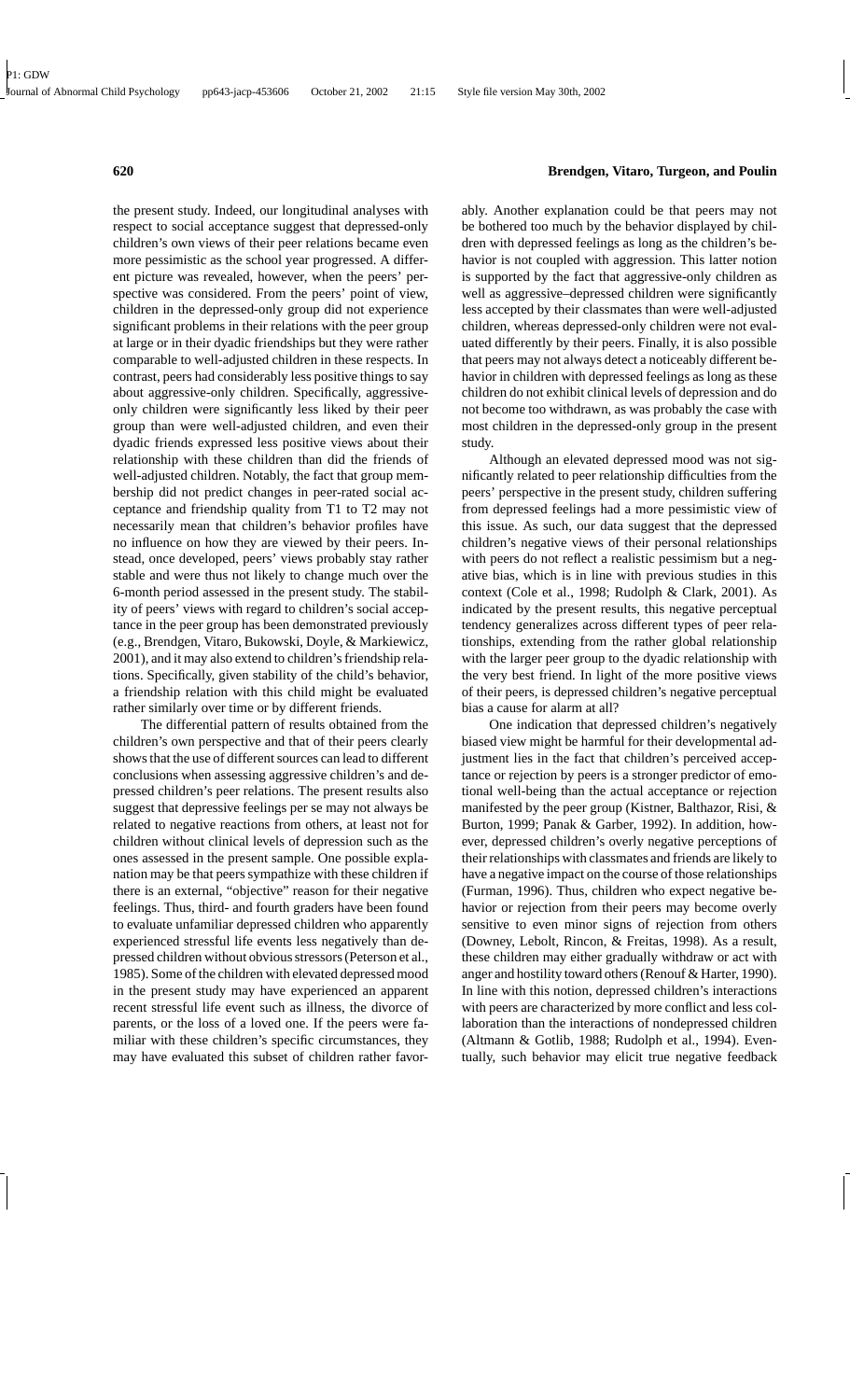the present study. Indeed, our longitudinal analyses with respect to social acceptance suggest that depressed-only children's own views of their peer relations became even more pessimistic as the school year progressed. A different picture was revealed, however, when the peers' perspective was considered. From the peers' point of view, children in the depressed-only group did not experience significant problems in their relations with the peer group at large or in their dyadic friendships but they were rather comparable to well-adjusted children in these respects. In contrast, peers had considerably less positive things to say about aggressive-only children. Specifically, aggressive-only children were significantly less liked by their peer group than were well-adjusted children, and even their dyadic friends expressed less positive views about their relationship with these children than did the friends of well-adjusted children. Notably, the fact that group membership did not predict changes in peer-rated social acceptance and friendship quality from T1 to T2 may not necessarily mean that children's behavior profiles have no influence on how they are viewed by their peers. Instead, once developed, peers' views probably stay rather stable and were thus not likely to change much over the 6-month period assessed in the present study. The stability of peers' views with regard to children's social acceptance in the peer group has been demonstrated previously (e.g., Brendgen, Vitaro, Bukowski, Doyle, & Markiewicz, 2001), and it may also extend to children's friendship relations. Specifically, given stability of the child's behavior, a friendship relation with this child might be evaluated rather similarly over time or by different friends.

The differential pattern of results obtained from the children's own perspective and that of their peers clearly shows that the use of different sources can lead to different conclusions when assessing aggressive children's and depressed children's peer relations. The present results also suggest that depressive feelings per se may not always be related to negative reactions from others, at least not for children without clinical levels of depression such as the ones assessed in the present sample. One possible explanation may be that peers sympathize with these children if there is an external, "objective" reason for their negative feelings. Thus, third- and fourth graders have been found to evaluate unfamiliar depressed children who apparently experienced stressful life events less negatively than depressed children without obvious stressors (Peterson et al., 1985). Some of the children with elevated depressed mood in the present study may have experienced an apparent recent stressful life event such as illness, the divorce of parents, or the loss of a loved one. If the peers were familiar with these children's specific circumstances, they may have evaluated this subset of children rather favorably. Another explanation could be that peers may not be bothered too much by the behavior displayed by children with depressed feelings as long as the children's behavior is not coupled with aggression. This latter notion is supported by the fact that aggressive-only children as well as aggressive–depressed children were significantly less accepted by their classmates than were well-adjusted children, whereas depressed-only children were not evaluated differently by their peers. Finally, it is also possible that peers may not always detect a noticeably different behavior in children with depressed feelings as long as these children do not exhibit clinical levels of depression and do not become too withdrawn, as was probably the case with most children in the depressed-only group in the present study.

Although an elevated depressed mood was not significantly related to peer relationship difficulties from the peers' perspective in the present study, children suffering from depressed feelings had a more pessimistic view of this issue. As such, our data suggest that the depressed children's negative views of their personal relationships with peers do not reflect a realistic pessimism but a negative bias, which is in line with previous studies in this context (Cole et al., 1998; Rudolph & Clark, 2001). As indicated by the present results, this negative perceptual tendency generalizes across different types of peer relationships, extending from the rather global relationship with the larger peer group to the dyadic relationship with the very best friend. In light of the more positive views of their peers, is depressed children's negative perceptual bias a cause for alarm at all?

One indication that depressed children's negatively biased view might be harmful for their developmental adjustment lies in the fact that children's perceived acceptance or rejection by peers is a stronger predictor of emotional well-being than the actual acceptance or rejection manifested by the peer group (Kistner, Balthazor, Risi, & Burton, 1999; Panak & Garber, 1992). In addition, however, depressed children's overly negative perceptions of their relationships with classmates and friends are likely to have a negative impact on the course of those relationships (Furman, 1996). Thus, children who expect negative behavior or rejection from their peers may become overly sensitive to even minor signs of rejection from others (Downey, Lebolt, Rincon, & Freitas, 1998). As a result, these children may either gradually withdraw or act with anger and hostility toward others (Renouf & Harter, 1990). In line with this notion, depressed children's interactions with peers are characterized by more conflict and less collaboration than the interactions of nondepressed children (Altmann & Gotlib, 1988; Rudolph et al., 1994). Eventually, such behavior may elicit true negative feedback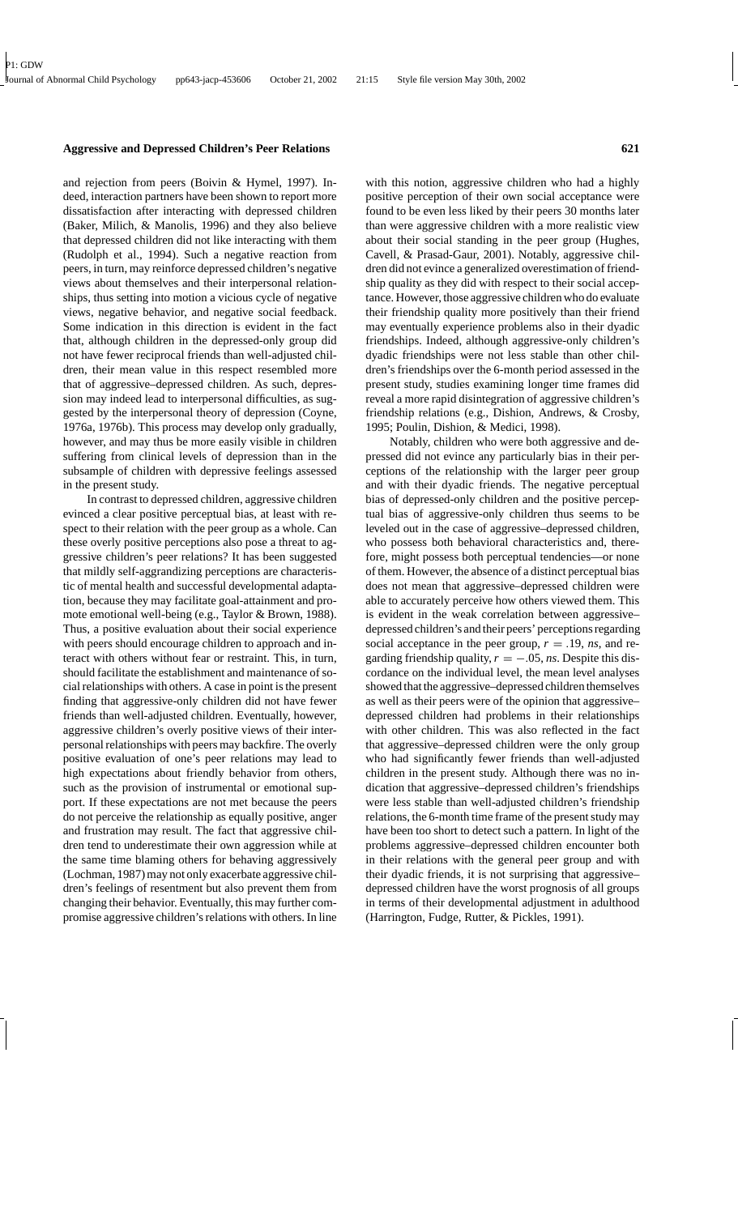and rejection from peers (Boivin & Hymel, 1997). Indeed, interaction partners have been shown to report more dissatisfaction after interacting with depressed children (Baker, Milich, & Manolis, 1996) and they also believe that depressed children did not like interacting with them (Rudolph et al., 1994). Such a negative reaction from peers, in turn, may reinforce depressed children's negative views about themselves and their interpersonal relationships, thus setting into motion a vicious cycle of negative views, negative behavior, and negative social feedback. Some indication in this direction is evident in the fact that, although children in the depressed-only group did not have fewer reciprocal friends than well-adjusted children, their mean value in this respect resembled more that of aggressive–depressed children. As such, depression may indeed lead to interpersonal difficulties, as suggested by the interpersonal theory of depression (Coyne, 1976a, 1976b). This process may develop only gradually, however, and may thus be more easily visible in children suffering from clinical levels of depression than in the subsample of children with depressive feelings assessed in the present study.

In contrast to depressed children, aggressive children evinced a clear positive perceptual bias, at least with respect to their relation with the peer group as a whole. Can these overly positive perceptions also pose a threat to aggressive children's peer relations? It has been suggested that mildly self-aggrandizing perceptions are characteristic of mental health and successful developmental adaptation, because they may facilitate goal-attainment and promote emotional well-being (e.g., Taylor & Brown, 1988). Thus, a positive evaluation about their social experience with peers should encourage children to approach and interact with others without fear or restraint. This, in turn, should facilitate the establishment and maintenance of social relationships with others. A case in point is the present finding that aggressive-only children did not have fewer friends than well-adjusted children. Eventually, however, aggressive children's overly positive views of their interpersonal relationships with peers may backfire. The overly positive evaluation of one's peer relations may lead to high expectations about friendly behavior from others, such as the provision of instrumental or emotional support. If these expectations are not met because the peers do not perceive the relationship as equally positive, anger and frustration may result. The fact that aggressive children tend to underestimate their own aggression while at the same time blaming others for behaving aggressively (Lochman, 1987) may not only exacerbate aggressive children's feelings of resentment but also prevent them from changing their behavior. Eventually, this may further compromise aggressive children's relations with others. In line with this notion, aggressive children who had a highly positive perception of their own social acceptance were found to be even less liked by their peers 30 months later than were aggressive children with a more realistic view about their social standing in the peer group (Hughes, Cavell, & Prasad-Gaur, 2001). Notably, aggressive children did not evince a generalized overestimation of friendship quality as they did with respect to their social acceptance. However, those aggressive children who do evaluate their friendship quality more positively than their friend may eventually experience problems also in their dyadic friendships. Indeed, although aggressive-only children's dyadic friendships were not less stable than other children's friendships over the 6-month period assessed in the present study, studies examining longer time frames did reveal a more rapid disintegration of aggressive children's friendship relations (e.g., Dishion, Andrews, & Crosby, 1995; Poulin, Dishion, & Medici, 1998).

Notably, children who were both aggressive and depressed did not evince any particularly bias in their perceptions of the relationship with the larger peer group and with their dyadic friends. The negative perceptual bias of depressed-only children and the positive perceptual bias of aggressive-only children thus seems to be leveled out in the case of aggressive–depressed children, who possess both behavioral characteristics and, therefore, might possess both perceptual tendencies—or none of them. However, the absence of a distinct perceptual bias does not mean that aggressive–depressed children were able to accurately perceive how others viewed them. This is evident in the weak correlation between aggressive–depressed children's and their peers' perceptions regarding social acceptance in the peer group, $r = .19$, *ns*, and regarding friendship quality, $r = -.05$, *ns*. Despite this discordance on the individual level, the mean level analyses showed that the aggressive–depressed children themselves as well as their peers were of the opinion that aggressive–depressed children had problems in their relationships with other children. This was also reflected in the fact that aggressive–depressed children were the only group who had significantly fewer friends than well-adjusted children in the present study. Although there was no indication that aggressive–depressed children's friendships were less stable than well-adjusted children's friendship relations, the 6-month time frame of the present study may have been too short to detect such a pattern. In light of the problems aggressive–depressed children encounter both in their relations with the general peer group and with their dyadic friends, it is not surprising that aggressive–depressed children have the worst prognosis of all groups in terms of their developmental adjustment in adulthood (Harrington, Fudge, Rutter, & Pickles, 1991).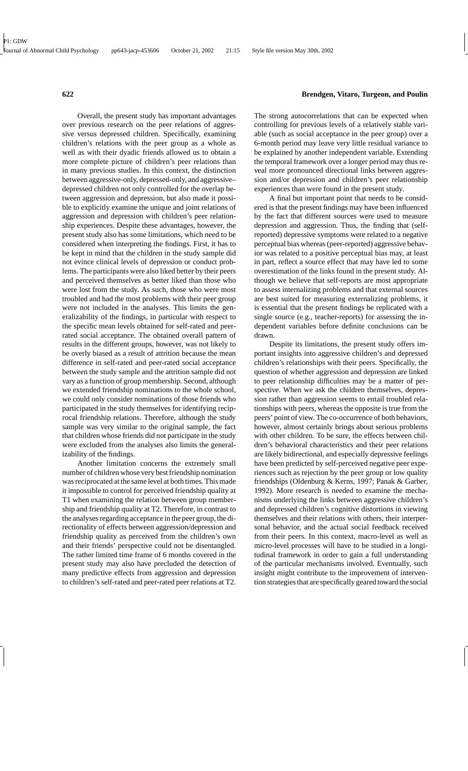Overall, the present study has important advantages over previous research on the peer relations of aggressive versus depressed children. Specifically, examining children's relations with the peer group as a whole as well as with their dyadic friends allowed us to obtain a more complete picture of children's peer relations than in many previous studies. In this context, the distinction between aggressive-only, depressed-only, and aggressive–depressed children not only controlled for the overlap between aggression and depression, but also made it possible to explicitly examine the unique and joint relations of aggression and depression with children's peer relationship experiences. Despite these advantages, however, the present study also has some limitations, which need to be considered when interpreting the findings. First, it has to be kept in mind that the children in the study sample did not evince clinical levels of depression or conduct problems. The participants were also liked better by their peers and perceived themselves as better liked than those who were lost from the study. As such, those who were most troubled and had the most problems with their peer group were not included in the analyses. This limits the generalizability of the findings, in particular with respect to the specific mean levels obtained for self-rated and peer-rated social acceptance. The obtained overall pattern of results in the different groups, however, was not likely to be overly biased as a result of attrition because the mean difference in self-rated and peer-rated social acceptance between the study sample and the attrition sample did not vary as a function of group membership. Second, although we extended friendship nominations to the whole school, we could only consider nominations of those friends who participated in the study themselves for identifying reciprocal friendship relations. Therefore, although the study sample was very similar to the original sample, the fact that children whose friends did not participate in the study were excluded from the analyses also limits the generalizability of the findings.

Another limitation concerns the extremely small number of children whose very best friendship nomination was reciprocated at the same level at both times. This made it impossible to control for perceived friendship quality at T1 when examining the relation between group membership and friendship quality at T2. Therefore, in contrast to the analyses regarding acceptance in the peer group, the directionality of effects between aggression/depression and friendship quality as perceived from the children's own and their friends' perspective could not be disentangled. The rather limited time frame of 6 months covered in the present study may also have precluded the detection of many predictive effects from aggression and depression to children's self-rated and peer-rated peer relations at T2. The strong autocorrelations that can be expected when controlling for previous levels of a relatively stable variable (such as social acceptance in the peer group) over a 6-month period may leave very little residual variance to be explained by another independent variable. Extending the temporal framework over a longer period may thus reveal more pronounced directional links between aggression and/or depression and children's peer relationship experiences than were found in the present study.

A final but important point that needs to be considered is that the present findings may have been influenced by the fact that different sources were used to measure depression and aggression. Thus, the finding that (self-reported) depressive symptoms were related to a negative perceptual bias whereas (peer-reported) aggressive behavior was related to a positive perceptual bias may, at least in part, reflect a source effect that may have led to some overestimation of the links found in the present study. Although we believe that self-reports are most appropriate to assess internalizing problems and that external sources are best suited for measuring externalizing problems, it is essential that the present findings be replicated with a single source (e.g., teacher-reports) for assessing the independent variables before definite conclusions can be drawn.

Despite its limitations, the present study offers important insights into aggressive children's and depressed children's relationships with their peers. Specifically, the question of whether aggression and depression are linked to peer relationship difficulties may be a matter of perspective. When we ask the children themselves, depression rather than aggression seems to entail troubled relationships with peers, whereas the opposite is true from the peers' point of view. The co-occurrence of both behaviors, however, almost certainly brings about serious problems with other children. To be sure, the effects between children's behavioral characteristics and their peer relations are likely bidirectional, and especially depressive feelings have been predicted by self-perceived negative peer experiences such as rejection by the peer group or low quality friendships (Oldenburg & Kerns, 1997; Panak & Garber, 1992). More research is needed to examine the mechanisms underlying the links between aggressive children's and depressed children's cognitive distortions in viewing themselves and their relations with others, their interpersonal behavior, and the actual social feedback received from their peers. In this context, macro-level as well as micro-level processes will have to be studied in a longitudinal framework in order to gain a full understanding of the particular mechanisms involved. Eventually, such insight might contribute to the improvement of intervention strategies that are specifically geared toward the social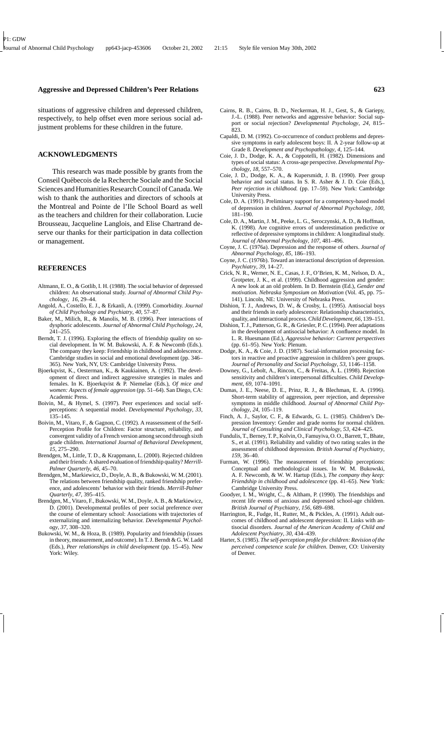situations of aggressive children and depressed children, respectively, to help offset even more serious social adjustment problems for these children in the future.

## ACKNOWLEDGMENTS

This research was made possible by grants from the Conseil Québecois de la Recherche Sociale and the Social Sciences and Humanities Research Council of Canada. We wish to thank the authorities and directors of schools at the Montreal and Pointe de l'Ile School Board as well as the teachers and children for their collaboration. Lucie Brousseau, Jacqueline Langlois, and Elise Chartrand deserve our thanks for their participation in data collection or management.

## REFERENCES

Altmann, E. O., & Gotlib, I. H. (1988). The social behavior of depressed children: An observational study. *Journal of Abnormal Child Psychology*, *16*, 29–44.

Angold, A., Costello, E. J., & Erkanli, A. (1999). Comorbidity. *Journal of Child Psychology and Psychiatry*, *40*, 57–87.

Baker, M., Milich, R., & Manolis, M. B. (1996). Peer interactions of dysphoric adolescents. *Journal of Abnormal Child Psychology*, *24*, 241–255.

Berndt, T. J. (1996). Exploring the effects of friendship quality on social development. In W. M. Bukowski, A. F. & Newcomb (Eds.). The company they keep: Friendship in childhood and adolescence. Cambridge studies in social and emotional development (pp. 346–365). New York, NY, US: Cambridge University Press.

Bjoerkqvist, K., Oesterman, K., & Kaukiainen, A. (1992). The development of direct and indirect aggressive strategies in males and females. In K. Bjoerkqvist & P. Niemelae (Eds.), *Of mice and women: Aspects of female aggression* (pp. 51–64). San Diego, CA: Academic Press.

Boivin, M., & Hymel, S. (1997). Peer experiences and social self-perceptions: A sequential model. *Developmental Psychology*, *33*, 135–145.

Boivin, M., Vitaro, F., & Gagnon, C. (1992). A reassessment of the Self-Perception Profile for Children: Factor structure, reliability, and convergent validity of a French version among second through sixth grade children. *International Journal of Behavioral Development*, *15*, 275–290.

Brendgen, M., Little, T. D., & Krappmann, L. (2000). Rejected children and their friends: A shared evaluation of friendship quality? *Merrill-Palmer Quarterly*, *46*, 45–70.

Brendgen, M., Markiewicz, D., Doyle, A. B., & Bukowski, W. M. (2001). The relations between friendship quality, ranked friendship preference, and adolescents' behavior with their friends. *Merrill-Palmer Quarterly*, *47*, 395–415.

Brendgen, M., Vitaro, F., Bukowski, W. M., Doyle, A. B., & Markiewicz, D. (2001). Developmental profiles of peer social preference over the course of elementary school: Associations with trajectories of externalizing and internalizing behavior. *Developmental Psychology*, *37*, 308–320.

Bukowski, W. M., & Hoza, B. (1989). Popularity and friendship (issues in theory, measurement, and outcome). In T. J. Berndt & G. W. Ladd (Eds.), *Peer relationships in child development* (pp. 15–45). New York: Wiley.

Cairns, R. B., Cairns, B. D., Neckerman, H. J., Gest, S., & Gariepy, J.-L. (1988). Peer networks and aggressive behavior: Social support or social rejection? *Developmental Psychology*, *24*, 815–823.

Capaldi, D. M. (1992). Co-occurrence of conduct problems and depressive symptoms in early adolescent boys: II. A 2-year follow-up at Grade 8. *Development and Psychopathology*, *4*, 125–144.

Coie, J. D., Dodge, K. A., & Coppotelli, H. (1982). Dimensions and types of social status: A cross-age perspective. *Developmental Psychology*, *18*, 557–570.

Coie, J. D., Dodge, K. A., & Kupersmidt, J. B. (1990). Peer group behavior and social status. In S. R. Asher & J. D. Coie (Eds.), *Peer rejection in childhood.* (pp. 17–59). New York: Cambridge University Press.

Cole, D. A. (1991). Preliminary support for a competency-based model of depression in children. *Journal of Abnormal Psychology*, *100*, 181–190.

Cole, D. A., Martin, J. M., Peeke, L. G., Seroczynski, A. D., & Hoffman, K. (1998). Are cognitive errors of underestimation predictive or reflective of depressive symptoms in children: A longitudinal study. *Journal of Abnormal Psychology*, *107*, 481–496.

Coyne, J. C. (1976a). Depression and the response of others. *Journal of Abnormal Psychology*, *85*, 186–193.

Coyne, J. C. (1976b). Toward an interactional description of depression. *Psychiatry*, *39*, 14–27.

Crick, N. R., Werner, N. E., Casas, J. F., O'Brien, K. M., Nelson, D. A., Grotpeter, J. K., et al. (1999). Childhood aggression and gender: A new look at an old problem. In D. Bernstein (Ed.), *Gender and motivation. Nebraska Symposium on Motivation* (Vol. 45, pp. 75–141). Lincoln, NE: University of Nebraska Press.

Dishion, T. J., Andrews, D. W., & Crosby, L. (1995). Antisocial boys and their friends in early adolescence: Relationship characteristics, quality, and interactional process. *Child Development*, *66*, 139–151.

Dishion, T. J., Patterson, G. R., & Griesler, P. C. (1994). Peer adaptations in the development of antisocial behavior: A confluence model. In L. R. Huesmann (Ed.), *Aggressive behavior: Current perspectives* (pp. 61–95). New York: Plenum.

Dodge, K. A., & Coie, J. D. (1987). Social-information processing factors in reactive and proactive aggression in children's peer groups. *Journal of Personality and Social Psychology*, *53*, 1146–1158.

Downey, G., Lebolt, A., Rincon, C., & Freitas, A. L. (1998). Rejection sensitivity and children's interpersonal difficulties. *Child Development*, *69*, 1074–1091.

Dumas, J. E., Neese, D. E., Prinz, R. J., & Blechman, E. A. (1996). Short-term stability of aggression, peer rejection, and depressive symptoms in middle childhood. *Journal of Abnormal Child Psychology*, *24*, 105–119.

Finch, A. J., Saylor, C. F., & Edwards, G. L. (1985). Children's Depression Inventory: Gender and grade norms for normal children. *Journal of Consulting and Clinical Psychology*, *53*, 424–425.

Fundulis, T., Berney, T. P., Kolvin, O., Famuyiva, O. O., Barrett, T., Bhate, S., et al. (1991). Reliability and validity of two rating scales in the assessment of childhood depression. *British Journal of Psychiatry*, *159*, 36–40.

Furman, W. (1996). The measurement of friendship perceptions: Conceptual and methodological issues. In W. M. Bukowski, A. F. Newcomb, & W. W. Hartup (Eds.), *The company they keep: Friendship in childhood and adolescence* (pp. 41–65). New York: Cambridge University Press.

Goodyer, I. M., Wright, C., & Altham, P. (1990). The friendships and recent life events of anxious and depressed school-age children. *British Journal of Psychiatry*, *156*, 689–698.

Harrington, R., Fudge, H., Rutter, M., & Pickles, A. (1991). Adult outcomes of childhood and adolescent depression: II. Links with antisocial disorders. *Journal of the American Academy of Child and Adolescent Psychiatry*, *30*, 434–439.

Harter, S. (1985). *The self-perception profile for children: Revision of the perceived competence scale for children.* Denver, CO: University of Denver.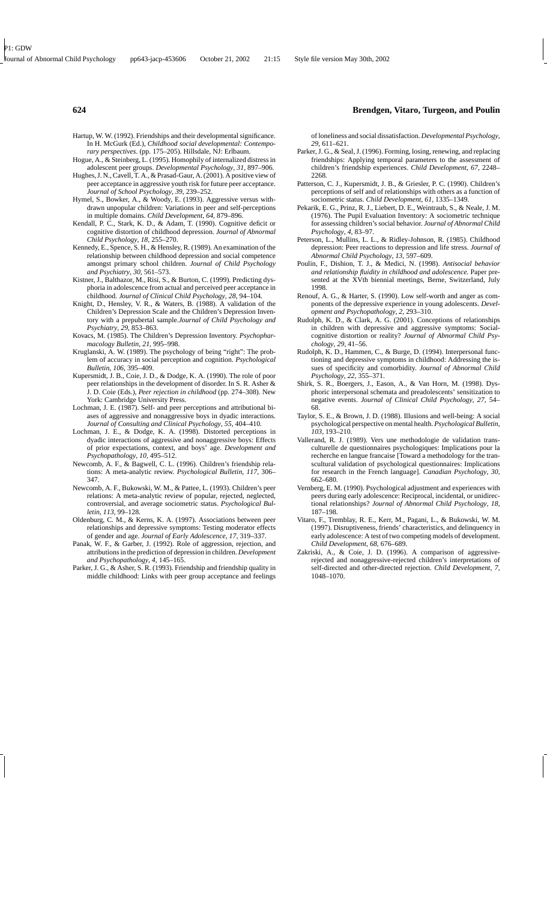Hartup, W. W. (1992). Friendships and their developmental significance. In H. McGurk (Ed.), *Childhood social developmental: Contemporary perspectives*. (pp. 175–205). Hillsdale, NJ: Erlbaum.

Hogue, A., & Steinberg, L. (1995). Homophily of internalized distress in adolescent peer groups. *Developmental Psychology, 31*, 897–906.

Hughes, J. N., Cavell, T. A., & Prasad-Gaur, A. (2001). A positive view of peer acceptance in aggressive youth risk for future peer acceptance. *Journal of School Psychology, 39*, 239–252.

Hymel, S., Bowker, A., & Woody, E. (1993). Aggressive versus withdrawn unpopular children: Variations in peer and self-perceptions in multiple domains. *Child Development, 64*, 879–896.

Kendall, P. C., Stark, K. D., & Adam, T. (1990). Cognitive deficit or cognitive distortion of childhood depression. *Journal of Abnormal Child Psychology, 18*, 255–270.

Kennedy, E., Spence, S. H., & Hensley, R. (1989). An examination of the relationship between childhood depression and social competence amongst primary school children. *Journal of Child Psychology and Psychiatry, 30*, 561–573.

Kistner, J., Balthazor, M., Risi, S., & Burton, C. (1999). Predicting dysphoria in adolescence from actual and perceived peer acceptance in childhood. *Journal of Clinical Child Psychology, 28*, 94–104.

Knight, D., Hensley, V. R., & Waters, B. (1988). A validation of the Children's Depression Scale and the Children's Depression Inventory with a prepubertal sample.*Journal of Child Psychology and Psychiatry, 29*, 853–863.

Kovacs, M. (1985). The Children's Depression Inventory. *Psychopharmacology Bulletin, 21*, 995–998.

Kruglanski, A. W. (1989). The psychology of being "right": The problem of accuracy in social perception and cognition. *Psychological Bulletin, 106*, 395–409.

Kupersmidt, J. B., Coie, J. D., & Dodge, K. A. (1990). The role of poor peer relationships in the development of disorder. In S. R. Asher & J. D. Coie (Eds.), *Peer rejection in childhood* (pp. 274–308). New York: Cambridge University Press.

Lochman, J. E. (1987). Self- and peer perceptions and attributional biases of aggressive and nonaggressive boys in dyadic interactions. *Journal of Consulting and Clinical Psychology, 55*, 404–410.

Lochman, J. E., & Dodge, K. A. (1998). Distorted perceptions in dyadic interactions of aggressive and nonaggressive boys: Effects of prior expectations, context, and boys' age. *Development and Psychopathology, 10*, 495–512.

Newcomb, A. F., & Bagwell, C. L. (1996). Children's friendship relations: A meta-analytic review. *Psychological Bulletin, 117*, 306–347.

Newcomb, A. F., Bukowski, W. M., & Pattee, L. (1993). Children's peer relations: A meta-analytic review of popular, rejected, neglected, controversial, and average sociometric status. *Psychological Bulletin, 113*, 99–128.

Oldenburg, C. M., & Kerns, K. A. (1997). Associations between peer relationships and depressive symptoms: Testing moderator effects of gender and age. *Journal of Early Adolescence, 17*, 319–337.

Panak, W. F., & Garber, J. (1992). Role of aggression, rejection, and attributions in the prediction of depression in children. *Development and Psychopathology, 4*, 145–165.

Parker, J. G., & Asher, S. R. (1993). Friendship and friendship quality in middle childhood: Links with peer group acceptance and feelings of loneliness and social dissatisfaction. *Developmental Psychology, 29*, 611–621.

Parker, J. G., & Seal, J. (1996). Forming, losing, renewing, and replacing friendships: Applying temporal parameters to the assessment of children's friendship experiences. *Child Development, 67*, 2248–2268.

Patterson, C. J., Kupersmidt, J. B., & Griesler, P. C. (1990). Children's perceptions of self and of relationships with others as a function of sociometric status. *Child Development, 61*, 1335–1349.

Pekarik, E. G., Prinz, R. J., Liebert, D. E., Weintraub, S., & Neale, J. M. (1976). The Pupil Evaluation Inventory: A sociometric technique for assessing children's social behavior. *Journal of Abnormal Child Psychology, 4*, 83–97.

Peterson, L., Mullins, L. L., & Ridley-Johnson, R. (1985). Childhood depression: Peer reactions to depression and life stress. *Journal of Abnormal Child Psychology, 13*, 597–609.

Poulin, F., Dishion, T. J., & Medici, N. (1998). *Antisocial behavior and relationship fluidity in childhood and adolescence.* Paper presented at the XVth biennial meetings, Berne, Switzerland, July 1998.

Renouf, A. G., & Harter, S. (1990). Low self-worth and anger as components of the depressive experience in young adolescents. *Development and Psychopathology, 2*, 293–310.

Rudolph, K. D., & Clark, A. G. (2001). Conceptions of relationships in children with depressive and aggressive symptoms: Social-cognitive distortion or reality? *Journal of Abnormal Child Psychology, 29*, 41–56.

Rudolph, K. D., Hammen, C., & Burge, D. (1994). Interpersonal functioning and depressive symptoms in childhood: Addressing the issues of specificity and comorbidity. *Journal of Abnormal Child Psychology, 22*, 355–371.

Shirk, S. R., Boergers, J., Eason, A., & Van Horn, M. (1998). Dysphoric interpersonal schemata and preadolescents' sensitization to negative events. *Journal of Clinical Child Psychology, 27*, 54–68.

Taylor, S. E., & Brown, J. D. (1988). Illusions and well-being: A social psychological perspective on mental health. *Psychological Bulletin, 103*, 193–210.

Vallerand, R. J. (1989). Vers une methodologie de validation transculturelle de questionnaires psychologiques: Implications pour la recherche en langue francaise [Toward a methodology for the transcultural validation of psychological questionnaires: Implications for research in the French language]. *Canadian Psychology, 30*, 662–680.

Vernberg, E. M. (1990). Psychological adjustment and experiences with peers during early adolescence: Reciprocal, incidental, or unidirectional relationships? *Journal of Abnormal Child Psychology, 18*, 187–198.

Vitaro, F., Tremblay, R. E., Kerr, M., Pagani, L., & Bukowski, W. M. (1997). Disruptiveness, friends' characteristics, and delinquency in early adolescence: A test of two competing models of development. *Child Development, 68*, 676–689.

Zakriski, A., & Coie, J. D. (1996). A comparison of aggressive-rejected and nonaggressive-rejected children's interpretations of self-directed and other-directed rejection. *Child Development, 7*, 1048–1070.